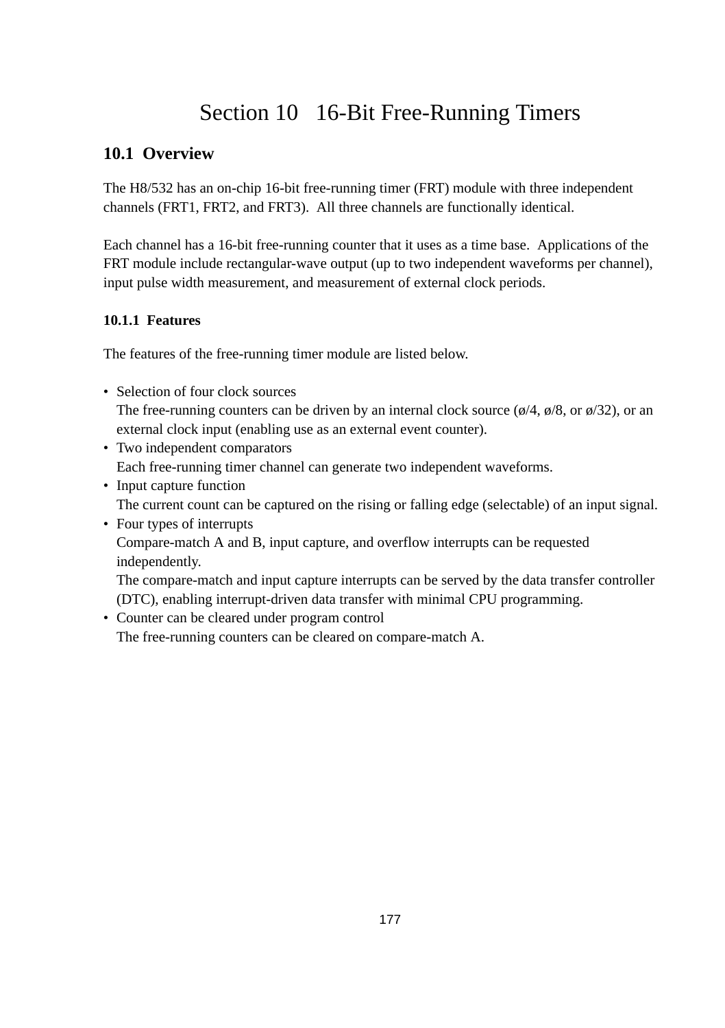# Section 10 16-Bit Free-Running Timers

## 10.1 Overview

The H8/532 has an on-chip 16-bit free-running timer (FRT) module with three independent channels (FRT1, FRT2, and FRT3). All three channels are functionally identical.

Each channel has a 16-bit free-running counter that it uses as a time base. Applications of the FRT module include rectangular-wave output (up to two independent waveforms per channel), input pulse width measurement, and measurement of external clock periods.

### 10.1.1 Features

The features of the free-running timer module are listed below.

- Selection of four clock sources
  The free-running counters can be driven by an internal clock source (ø/4, ø/8, or ø/32), or an external clock input (enabling use as an external event counter).
- Two independent comparators
  Each free-running timer channel can generate two independent waveforms.
- Input capture function
  The current count can be captured on the rising or falling edge (selectable) of an input signal.
- Four types of interrupts
  Compare-match A and B, input capture, and overflow interrupts can be requested independently.
  The compare-match and input capture interrupts can be served by the data transfer controller (DTC), enabling interrupt-driven data transfer with minimal CPU programming.
- Counter can be cleared under program control
  The free-running counters can be cleared on compare-match A.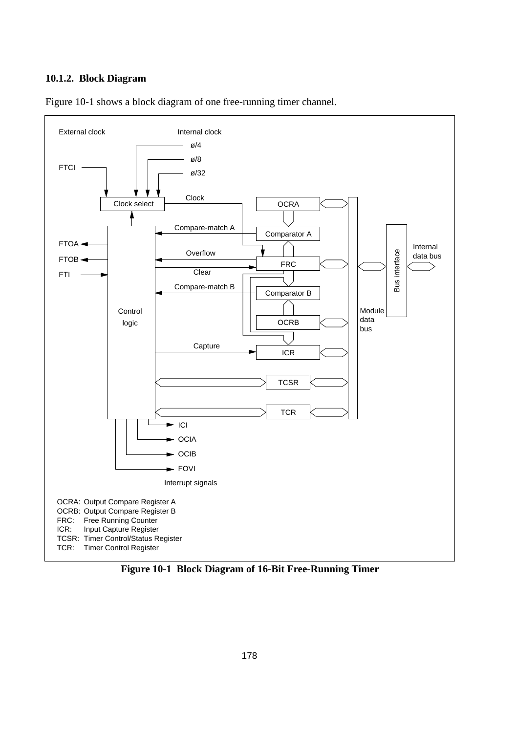### 10.1.2. Block Diagram

Figure 10-1 shows a block diagram of one free-running timer channel.

External clock

Internal clock

ø/4

ø/8

ø/32

FTCI

Clock select

Clock

OCRA

Compare-match A

Comparator A

FTOA

FTOB

FTI

Overflow

FRC

Clear

Compare-match B

Comparator B

Control logic

OCRB

Module data bus

Bus interface

Internal data bus

Capture

ICR

TCSR

TCR

ICI

OCIA

OCIB

FOVI

Interrupt signals

OCRA: Output Compare Register A
OCRB: Output Compare Register B
FRC: Free Running Counter
ICR: Input Capture Register
TCSR: Timer Control/Status Register
TCR: Timer Control Register

**Figure 10-1 Block Diagram of 16-Bit Free-Running Timer**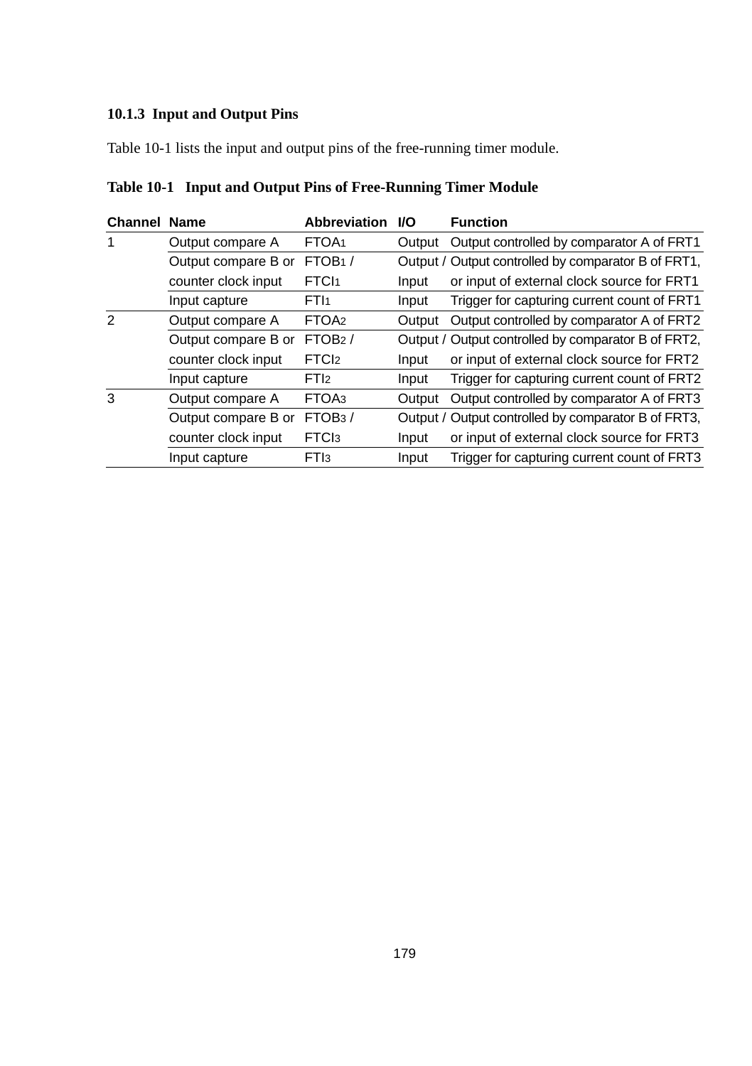### 10.1.3 Input and Output Pins

Table 10-1 lists the input and output pins of the free-running timer module.

**Table 10-1 Input and Output Pins of Free-Running Timer Module**

| Channel | Name | Abbreviation | I/O | Function |
|---|---|---|---|---|
| 1 | Output compare A | $FTOA_1$ | Output | Output controlled by comparator A of FRT1 |
| | Output compare B or counter clock input | $FTOB_1$ / $FTCI_1$ | Output / Input | Output controlled by comparator B of FRT1, or input of external clock source for FRT1 |
| | Input capture | $FTI_1$ | Input | Trigger for capturing current count of FRT1 |
| 2 | Output compare A | $FTOA_2$ | Output | Output controlled by comparator A of FRT2 |
| | Output compare B or counter clock input | $FTOB_2$ / $FTCI_2$ | Output / Input | Output controlled by comparator B of FRT2, or input of external clock source for FRT2 |
| | Input capture | $FTI_2$ | Input | Trigger for capturing current count of FRT2 |
| 3 | Output compare A | $FTOA_3$ | Output | Output controlled by comparator A of FRT3 |
| | Output compare B or counter clock input | $FTOB_3$ / $FTCI_3$ | Output / Input | Output controlled by comparator B of FRT3, or input of external clock source for FRT3 |
| | Input capture | $FTI_3$ | Input | Trigger for capturing current count of FRT3 |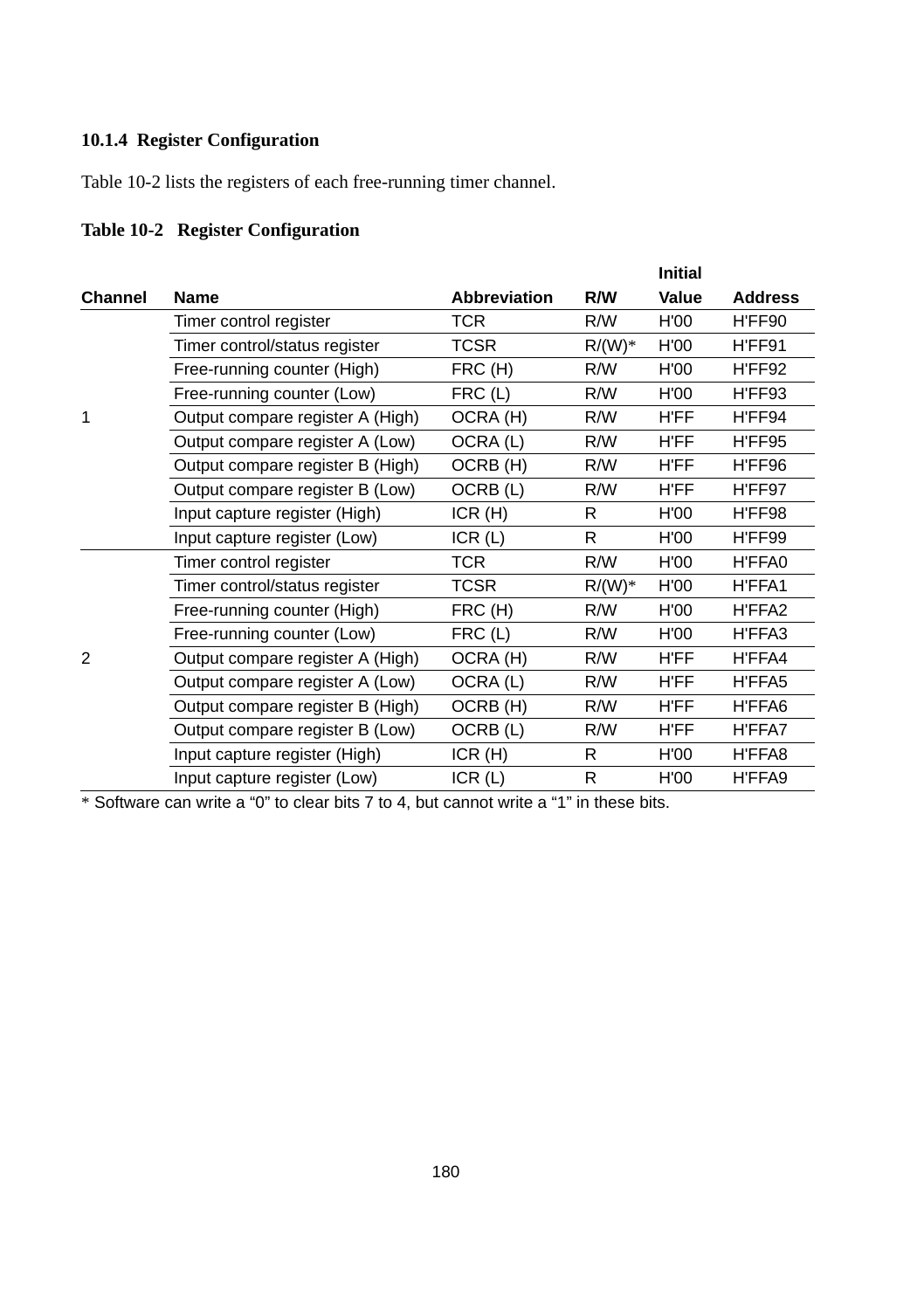### 10.1.4 Register Configuration

Table 10-2 lists the registers of each free-running timer channel.

**Table 10-2 Register Configuration**

| Channel | Name | Abbreviation | R/W | Initial Value | Address |
|---|---|---|---|---|---|
| 1 | Timer control register | TCR | R/W | H'00 | H'FF90 |
| | Timer control/status register | TCSR | R/(W)* | H'00 | H'FF91 |
| | Free-running counter (High) | FRC (H) | R/W | H'00 | H'FF92 |
| | Free-running counter (Low) | FRC (L) | R/W | H'00 | H'FF93 |
| | Output compare register A (High) | OCRA (H) | R/W | H'FF | H'FF94 |
| | Output compare register A (Low) | OCRA (L) | R/W | H'FF | H'FF95 |
| | Output compare register B (High) | OCRB (H) | R/W | H'FF | H'FF96 |
| | Output compare register B (Low) | OCRB (L) | R/W | H'FF | H'FF97 |
| | Input capture register (High) | ICR (H) | R | H'00 | H'FF98 |
| | Input capture register (Low) | ICR (L) | R | H'00 | H'FF99 |
| 2 | Timer control register | TCR | R/W | H'00 | H'FFA0 |
| | Timer control/status register | TCSR | R/(W)* | H'00 | H'FFA1 |
| | Free-running counter (High) | FRC (H) | R/W | H'00 | H'FFA2 |
| | Free-running counter (Low) | FRC (L) | R/W | H'00 | H'FFA3 |
| | Output compare register A (High) | OCRA (H) | R/W | H'FF | H'FFA4 |
| | Output compare register A (Low) | OCRA (L) | R/W | H'FF | H'FFA5 |
| | Output compare register B (High) | OCRB (H) | R/W | H'FF | H'FFA6 |
| | Output compare register B (Low) | OCRB (L) | R/W | H'FF | H'FFA7 |
| | Input capture register (High) | ICR (H) | R | H'00 | H'FFA8 |
| | Input capture register (Low) | ICR (L) | R | H'00 | H'FFA9 |

* Software can write a “0” to clear bits 7 to 4, but cannot write a “1” in these bits.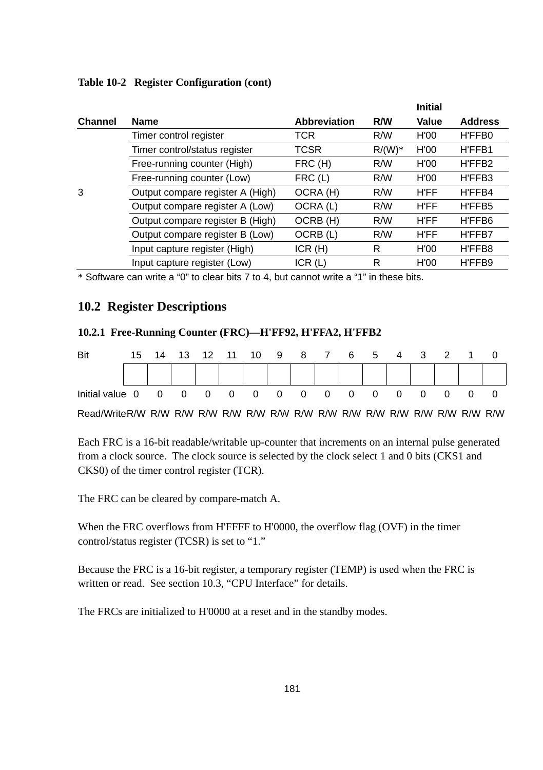**Table 10-2 Register Configuration (cont)**

| Channel | Name | Abbreviation | R/W | Initial Value | Address |
|---|---|---|---|---|---|
| 3 | Timer control register | TCR | R/W | H'00 | H'FFB0 |
| | Timer control/status register | TCSR | R/(W)* | H'00 | H'FFB1 |
| | Free-running counter (High) | FRC (H) | R/W | H'00 | H'FFB2 |
| | Free-running counter (Low) | FRC (L) | R/W | H'00 | H'FFB3 |
| | Output compare register A (High) | OCRA (H) | R/W | H'FF | H'FFB4 |
| | Output compare register A (Low) | OCRA (L) | R/W | H'FF | H'FFB5 |
| | Output compare register B (High) | OCRB (H) | R/W | H'FF | H'FFB6 |
| | Output compare register B (Low) | OCRB (L) | R/W | H'FF | H'FFB7 |
| | Input capture register (High) | ICR (H) | R | H'00 | H'FFB8 |
| | Input capture register (Low) | ICR (L) | R | H'00 | H'FFB9 |

* Software can write a "0" to clear bits 7 to 4, but cannot write a "1" in these bits.

## 10.2 Register Descriptions

### 10.2.1 Free-Running Counter (FRC)—H'FF92, H'FFA2, H'FFB2

| Bit | 15 | 14 | 13 | 12 | 11 | 10 | 9 | 8 | 7 | 6 | 5 | 4 | 3 | 2 | 1 | 0 |
|---|---|---|---|---|---|---|---|---|---|---|---|---|---|---|---|---|
| | | | | | | | | | | | | | | | | |
| Initial value | 0 | 0 | 0 | 0 | 0 | 0 | 0 | 0 | 0 | 0 | 0 | 0 | 0 | 0 | 0 | 0 |
| Read/Write | R/W | R/W | R/W | R/W | R/W | R/W | R/W | R/W | R/W | R/W | R/W | R/W | R/W | R/W | R/W | R/W |

Each FRC is a 16-bit readable/writable up-counter that increments on an internal pulse generated from a clock source. The clock source is selected by the clock select 1 and 0 bits (CKS1 and CKS0) of the timer control register (TCR).

The FRC can be cleared by compare-match A.

When the FRC overflows from H'FFFF to H'0000, the overflow flag (OVF) in the timer control/status register (TCSR) is set to "1."

Because the FRC is a 16-bit register, a temporary register (TEMP) is used when the FRC is written or read. See section 10.3, "CPU Interface" for details.

The FRCs are initialized to H'0000 at a reset and in the standby modes.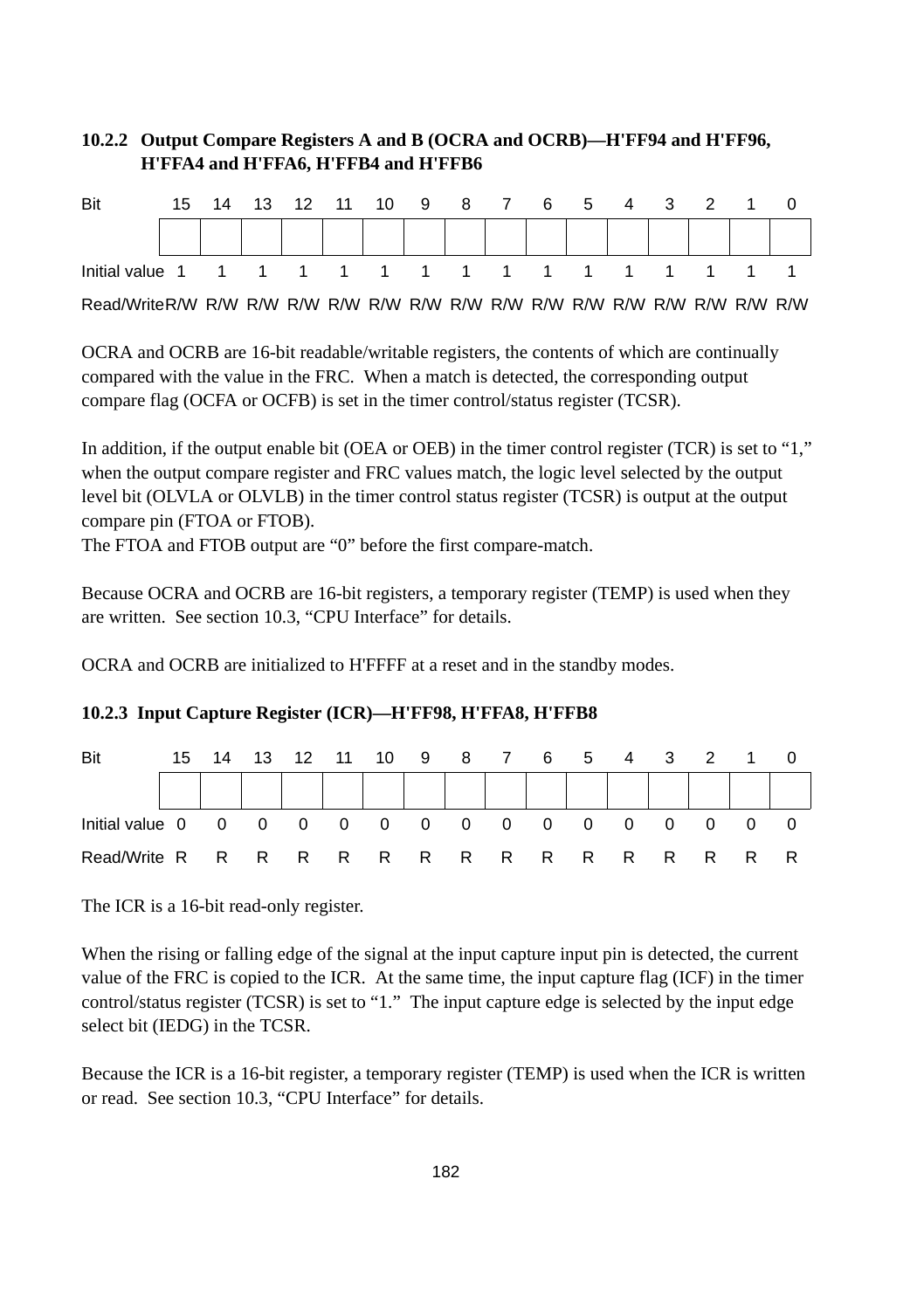### 10.2.2 Output Compare Registers A and B (OCRA and OCRB)—H'FF94 and H'FF96, H'FFA4 and H'FFA6, H'FFB4 and H'FFB6

| Bit | 15 | 14 | 13 | 12 | 11 | 10 | 9 | 8 | 7 | 6 | 5 | 4 | 3 | 2 | 1 | 0 |
|---|---|---|---|---|---|---|---|---|---|---|---|---|---|---|---|---|
| | | | | | | | | | | | | | | | | |
| Initial value | 1 | 1 | 1 | 1 | 1 | 1 | 1 | 1 | 1 | 1 | 1 | 1 | 1 | 1 | 1 | 1 |
| Read/Write | R/W | R/W | R/W | R/W | R/W | R/W | R/W | R/W | R/W | R/W | R/W | R/W | R/W | R/W | R/W | R/W |

OCRA and OCRB are 16-bit readable/writable registers, the contents of which are continually compared with the value in the FRC. When a match is detected, the corresponding output compare flag (OCFA or OCFB) is set in the timer control/status register (TCSR).

In addition, if the output enable bit (OEA or OEB) in the timer control register (TCR) is set to "1," when the output compare register and FRC values match, the logic level selected by the output level bit (OLVLA or OLVLB) in the timer control status register (TCSR) is output at the output compare pin (FTOA or FTOB).
The FTOA and FTOB output are "0" before the first compare-match.

Because OCRA and OCRB are 16-bit registers, a temporary register (TEMP) is used when they are written. See section 10.3, "CPU Interface" for details.

OCRA and OCRB are initialized to H'FFFF at a reset and in the standby modes.

### 10.2.3 Input Capture Register (ICR)—H'FF98, H'FFA8, H'FFB8

| Bit | 15 | 14 | 13 | 12 | 11 | 10 | 9 | 8 | 7 | 6 | 5 | 4 | 3 | 2 | 1 | 0 |
|---|---|---|---|---|---|---|---|---|---|---|---|---|---|---|---|---|
| | | | | | | | | | | | | | | | | |
| Initial value | 0 | 0 | 0 | 0 | 0 | 0 | 0 | 0 | 0 | 0 | 0 | 0 | 0 | 0 | 0 | 0 |
| Read/Write | R | R | R | R | R | R | R | R | R | R | R | R | R | R | R | R |

The ICR is a 16-bit read-only register.

When the rising or falling edge of the signal at the input capture input pin is detected, the current value of the FRC is copied to the ICR. At the same time, the input capture flag (ICF) in the timer control/status register (TCSR) is set to "1." The input capture edge is selected by the input edge select bit (IEDG) in the TCSR.

Because the ICR is a 16-bit register, a temporary register (TEMP) is used when the ICR is written or read. See section 10.3, "CPU Interface" for details.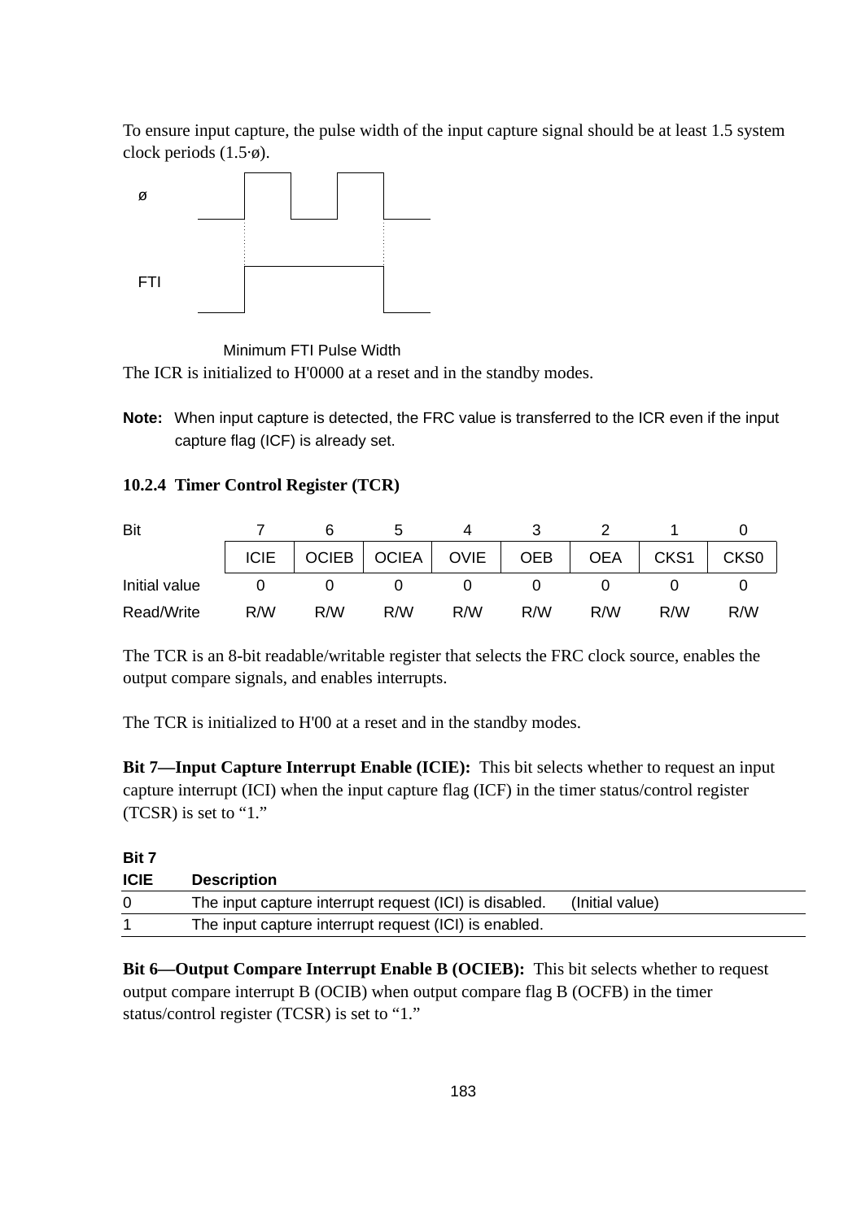To ensure input capture, the pulse width of the input capture signal should be at least 1.5 system clock periods (1.5·ø).

Minimum FTI Pulse Width

The ICR is initialized to H'0000 at a reset and in the standby modes.

**Note:** When input capture is detected, the FRC value is transferred to the ICR even if the input capture flag (ICF) is already set.

### 10.2.4 Timer Control Register (TCR)

| Bit | 7 | 6 | 5 | 4 | 3 | 2 | 1 | 0 |
|---|---|---|---|---|---|---|---|---|
| | ICIE | OCIEB | OCIEA | OVIE | OEB | OEA | CKS1 | CKS0 |
| Initial value | 0 | 0 | 0 | 0 | 0 | 0 | 0 | 0 |
| Read/Write | R/W | R/W | R/W | R/W | R/W | R/W | R/W | R/W |

The TCR is an 8-bit readable/writable register that selects the FRC clock source, enables the output compare signals, and enables interrupts.

The TCR is initialized to H'00 at a reset and in the standby modes.

**Bit 7—Input Capture Interrupt Enable (ICIE):** This bit selects whether to request an input capture interrupt (ICI) when the input capture flag (ICF) in the timer status/control register (TCSR) is set to "1."

| Bit 7 ICIE | Description | |
|---|---|---|
| 0 | The input capture interrupt request (ICI) is disabled. | (Initial value) |
| 1 | The input capture interrupt request (ICI) is enabled. | |

**Bit 6—Output Compare Interrupt Enable B (OCIEB):** This bit selects whether to request output compare interrupt B (OCIB) when output compare flag B (OCFB) in the timer status/control register (TCSR) is set to "1."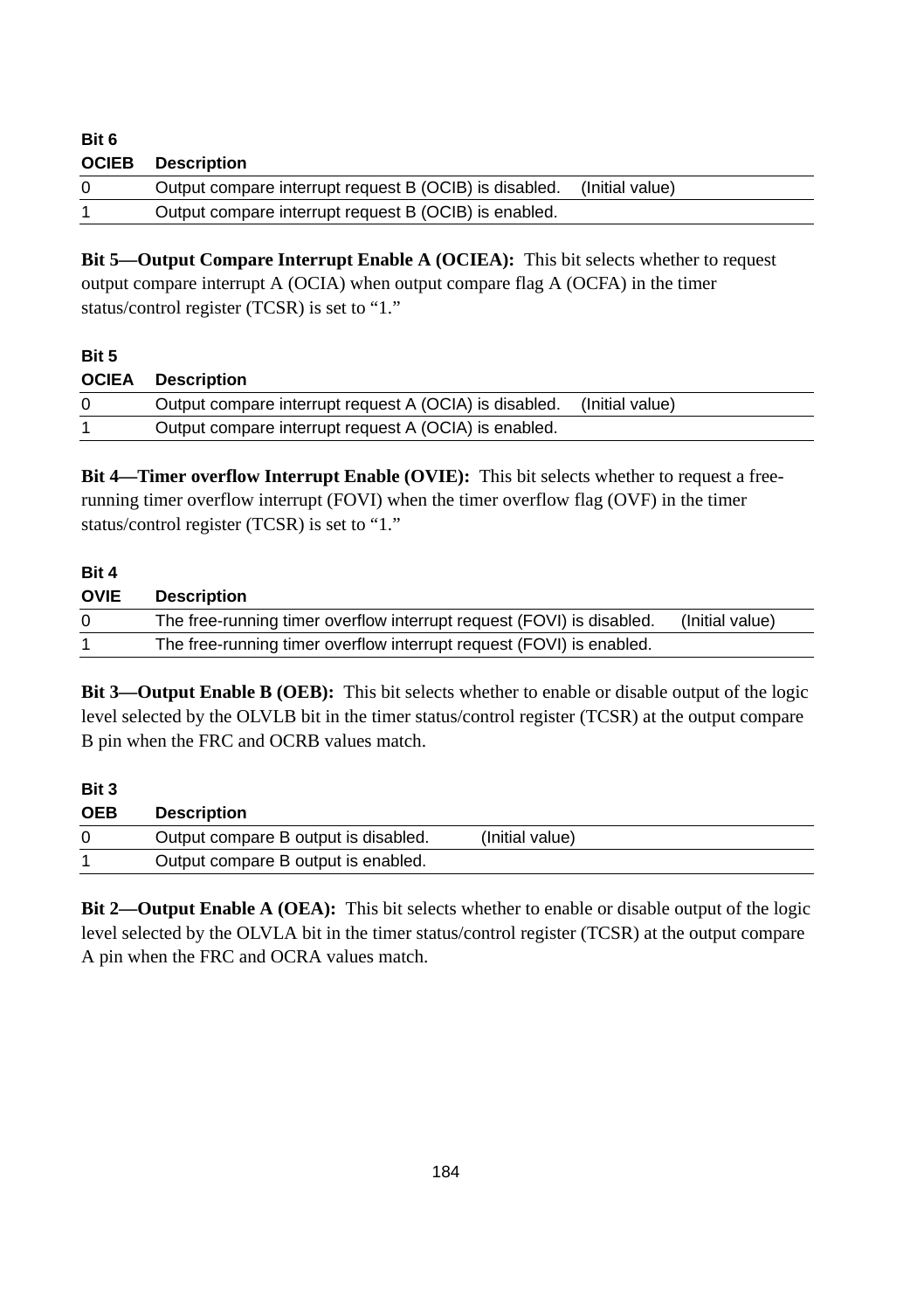| Bit 6 OCIEB | Description | |
|---|---|---|
| 0 | Output compare interrupt request B (OCIB) is disabled. | (Initial value) |
| 1 | Output compare interrupt request B (OCIB) is enabled. | |

**Bit 5—Output Compare Interrupt Enable A (OCIEA):** This bit selects whether to request output compare interrupt A (OCIA) when output compare flag A (OCFA) in the timer status/control register (TCSR) is set to “1.”

| Bit 5 OCIEA | Description | |
|---|---|---|
| 0 | Output compare interrupt request A (OCIA) is disabled. | (Initial value) |
| 1 | Output compare interrupt request A (OCIA) is enabled. | |

**Bit 4—Timer overflow Interrupt Enable (OVIE):** This bit selects whether to request a free-running timer overflow interrupt (FOVI) when the timer overflow flag (OVF) in the timer status/control register (TCSR) is set to “1.”

| Bit 4 OVIE | Description | |
|---|---|---|
| 0 | The free-running timer overflow interrupt request (FOVI) is disabled. | (Initial value) |
| 1 | The free-running timer overflow interrupt request (FOVI) is enabled. | |

**Bit 3—Output Enable B (OEB):** This bit selects whether to enable or disable output of the logic level selected by the OLVLB bit in the timer status/control register (TCSR) at the output compare B pin when the FRC and OCRB values match.

| Bit 3 OEB | Description | |
|---|---|---|
| 0 | Output compare B output is disabled. | (Initial value) |
| 1 | Output compare B output is enabled. | |

**Bit 2—Output Enable A (OEA):** This bit selects whether to enable or disable output of the logic level selected by the OLVLA bit in the timer status/control register (TCSR) at the output compare A pin when the FRC and OCRA values match.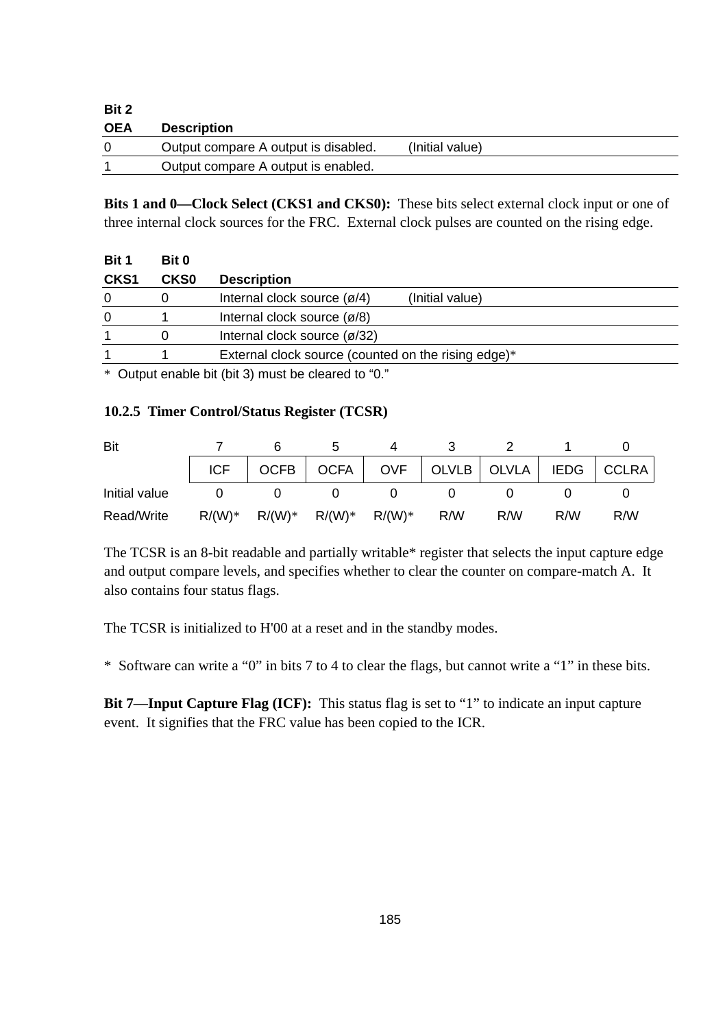| Bit 2 OEA | Description | |
|---|---|---|
| 0 | Output compare A output is disabled. | (Initial value) |
| 1 | Output compare A output is enabled. | |

**Bits 1 and 0—Clock Select (CKS1 and CKS0):** These bits select external clock input or one of three internal clock sources for the FRC. External clock pulses are counted on the rising edge.

| Bit 1 CKS1 | Bit 0 CKS0 | Description | |
|---|---|---|---|
| 0 | 0 | Internal clock source (ø/4) | (Initial value) |
| 0 | 1 | Internal clock source (ø/8) | |
| 1 | 0 | Internal clock source (ø/32) | |
| 1 | 1 | External clock source (counted on the rising edge)* | |

\* Output enable bit (bit 3) must be cleared to "0."

### 10.2.5 Timer Control/Status Register (TCSR)

| Bit | 7 | 6 | 5 | 4 | 3 | 2 | 1 | 0 |
|---|---|---|---|---|---|---|---|---|
| | ICF | OCFB | OCFA | OVF | OLVLB | OLVLA | IEDG | CCLRA |
| Initial value | 0 | 0 | 0 | 0 | 0 | 0 | 0 | 0 |
| Read/Write | R/(W)* | R/(W)* | R/(W)* | R/(W)* | R/W | R/W | R/W | R/W |

The TCSR is an 8-bit readable and partially writable* register that selects the input capture edge and output compare levels, and specifies whether to clear the counter on compare-match A. It also contains four status flags.

The TCSR is initialized to H'00 at a reset and in the standby modes.

\* Software can write a "0" in bits 7 to 4 to clear the flags, but cannot write a "1" in these bits.

**Bit 7—Input Capture Flag (ICF):** This status flag is set to "1" to indicate an input capture event. It signifies that the FRC value has been copied to the ICR.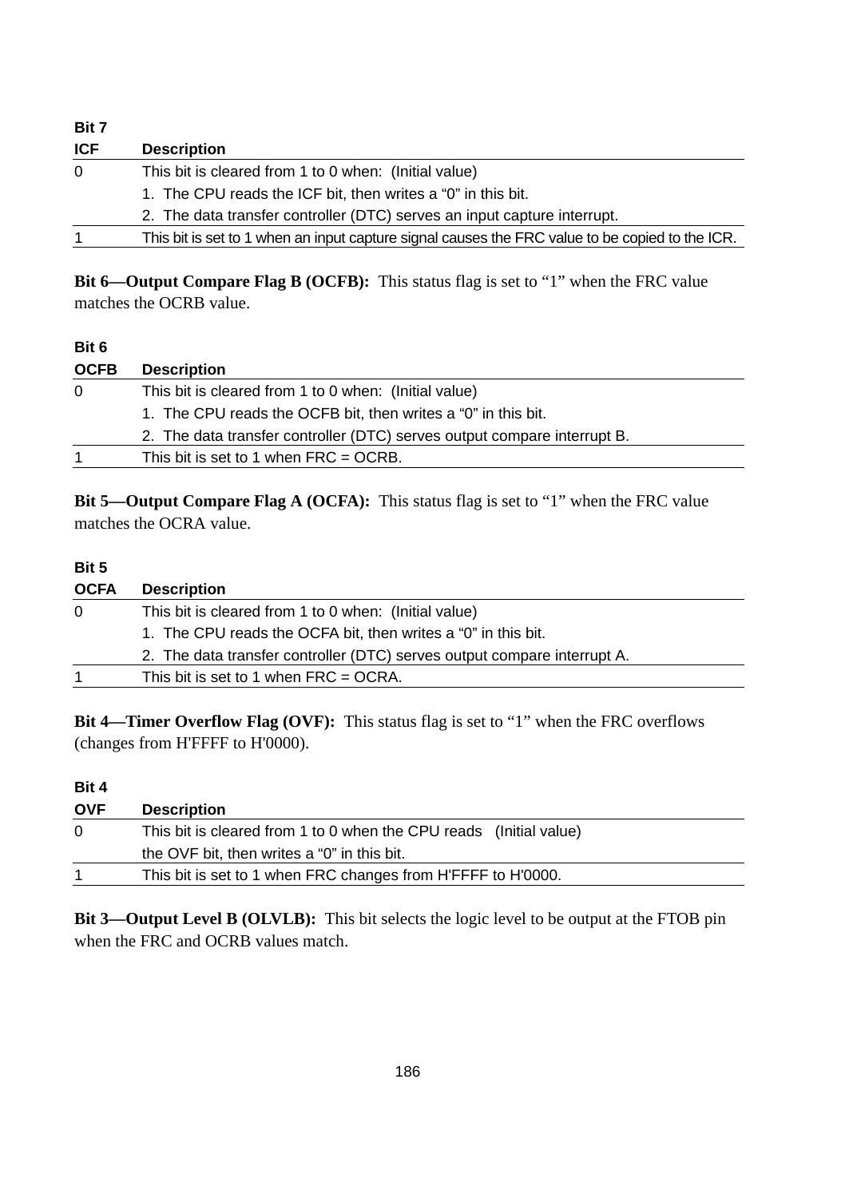| Bit 7 ICF | Description |
|---|---|
| 0 | This bit is cleared from 1 to 0 when: (Initial value)<br>1. The CPU reads the ICF bit, then writes a “0” in this bit.<br>2. The data transfer controller (DTC) serves an input capture interrupt. |
| 1 | This bit is set to 1 when an input capture signal causes the FRC value to be copied to the ICR. |

**Bit 6—Output Compare Flag B (OCFB):** This status flag is set to “1” when the FRC value matches the OCRB value.

| Bit 6 OCFB | Description |
|---|---|
| 0 | This bit is cleared from 1 to 0 when: (Initial value)<br>1. The CPU reads the OCFB bit, then writes a “0” in this bit.<br>2. The data transfer controller (DTC) serves output compare interrupt B. |
| 1 | This bit is set to 1 when FRC = OCRB. |

**Bit 5—Output Compare Flag A (OCFA):** This status flag is set to “1” when the FRC value matches the OCRA value.

| Bit 5 OCFA | Description |
|---|---|
| 0 | This bit is cleared from 1 to 0 when: (Initial value)<br>1. The CPU reads the OCFA bit, then writes a “0” in this bit.<br>2. The data transfer controller (DTC) serves output compare interrupt A. |
| 1 | This bit is set to 1 when FRC = OCRA. |

**Bit 4—Timer Overflow Flag (OVF):** This status flag is set to “1” when the FRC overflows (changes from H'FFFF to H'0000).

| Bit 4 OVF | Description |
|---|---|
| 0 | This bit is cleared from 1 to 0 when the CPU reads (Initial value)<br>the OVF bit, then writes a “0” in this bit. |
| 1 | This bit is set to 1 when FRC changes from H'FFFF to H'0000. |

**Bit 3—Output Level B (OLVLB):** This bit selects the logic level to be output at the FTOB pin when the FRC and OCRB values match.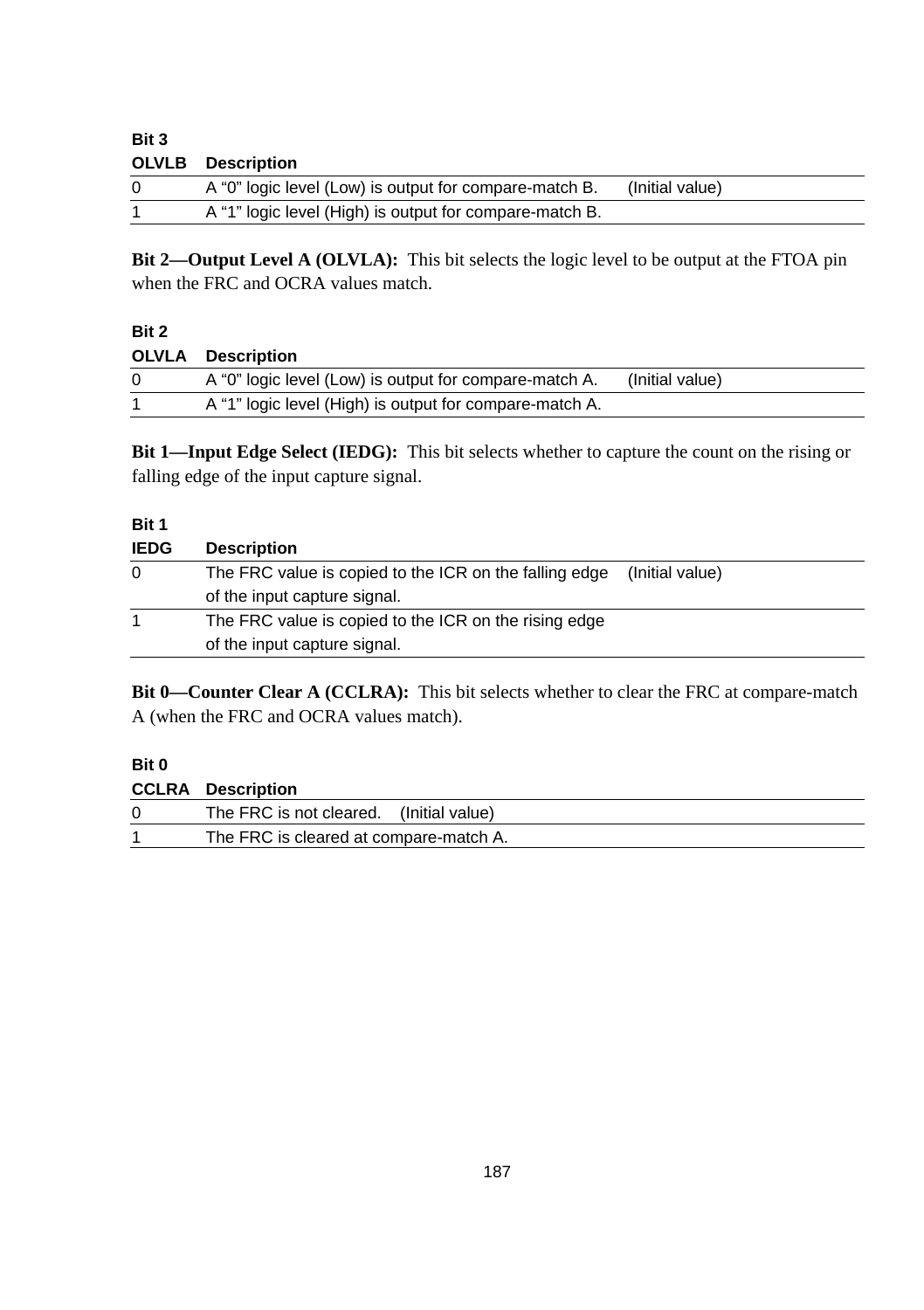**Bit 3**

| OLVLB | Description | |
|---|---|---|
| 0 | A “0” logic level (Low) is output for compare-match B. | (Initial value) |
| 1 | A “1” logic level (High) is output for compare-match B. | |

**Bit 2—Output Level A (OLVLA):** This bit selects the logic level to be output at the FTOA pin when the FRC and OCRA values match.

**Bit 2**

| OLVLA | Description | |
|---|---|---|
| 0 | A “0” logic level (Low) is output for compare-match A. | (Initial value) |
| 1 | A “1” logic level (High) is output for compare-match A. | |

**Bit 1—Input Edge Select (IEDG):** This bit selects whether to capture the count on the rising or falling edge of the input capture signal.

**Bit 1**

| IEDG | Description | |
|---|---|---|
| 0 | The FRC value is copied to the ICR on the falling edge of the input capture signal. | (Initial value) |
| 1 | The FRC value is copied to the ICR on the rising edge of the input capture signal. | |

**Bit 0—Counter Clear A (CCLRA):** This bit selects whether to clear the FRC at compare-match A (when the FRC and OCRA values match).

**Bit 0**

| CCLRA | Description |
|---|---|
| 0 | The FRC is not cleared. (Initial value) |
| 1 | The FRC is cleared at compare-match A. |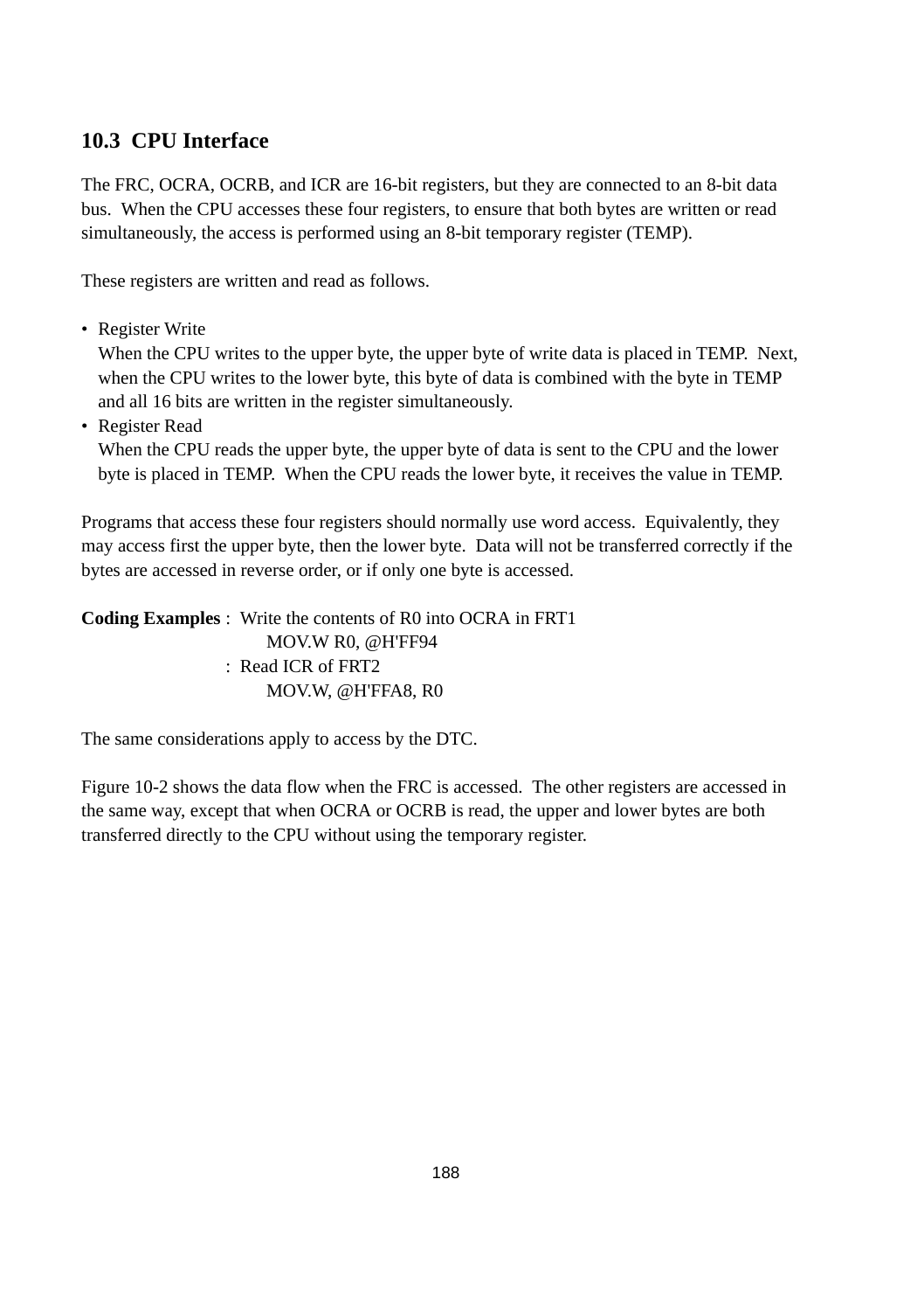## 10.3 CPU Interface

The FRC, OCRA, OCRB, and ICR are 16-bit registers, but they are connected to an 8-bit data bus. When the CPU accesses these four registers, to ensure that both bytes are written or read simultaneously, the access is performed using an 8-bit temporary register (TEMP).

These registers are written and read as follows.

- Register Write
  When the CPU writes to the upper byte, the upper byte of write data is placed in TEMP. Next, when the CPU writes to the lower byte, this byte of data is combined with the byte in TEMP and all 16 bits are written in the register simultaneously.
- Register Read
  When the CPU reads the upper byte, the upper byte of data is sent to the CPU and the lower byte is placed in TEMP. When the CPU reads the lower byte, it receives the value in TEMP.

Programs that access these four registers should normally use word access. Equivalently, they may access first the upper byte, then the lower byte. Data will not be transferred correctly if the bytes are accessed in reverse order, or if only one byte is accessed.

**Coding Examples** : Write the contents of R0 into OCRA in FRT1

```
MOV.W R0, @H'FF94
```

: Read ICR of FRT2

```
MOV.W, @H'FFA8, R0
```

The same considerations apply to access by the DTC.

Figure 10-2 shows the data flow when the FRC is accessed. The other registers are accessed in the same way, except that when OCRA or OCRB is read, the upper and lower bytes are both transferred directly to the CPU without using the temporary register.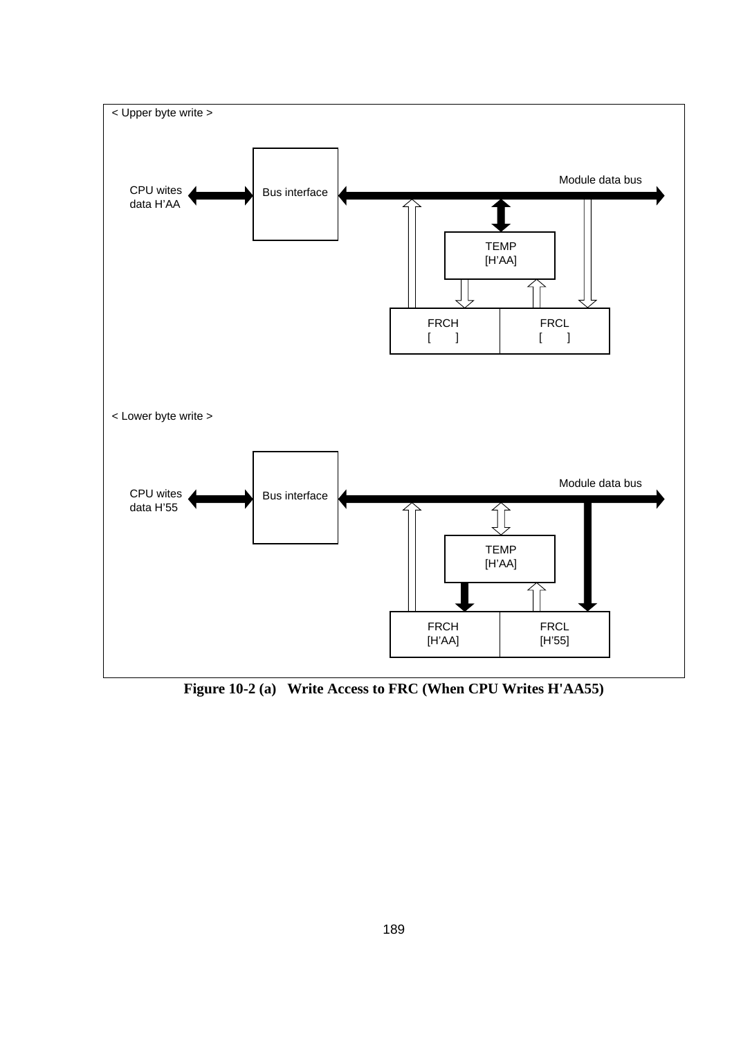< Upper byte write >

CPU wites data H'AA

Bus interface

Module data bus

TEMP
[H'AA]

FRCH
[ ]

FRCL
[ ]

< Lower byte write >

CPU wites data H'55

Bus interface

Module data bus

TEMP
[H'AA]

FRCH
[H'AA]

FRCL
[H'55]

**Figure 10-2 (a) Write Access to FRC (When CPU Writes H'AA55)**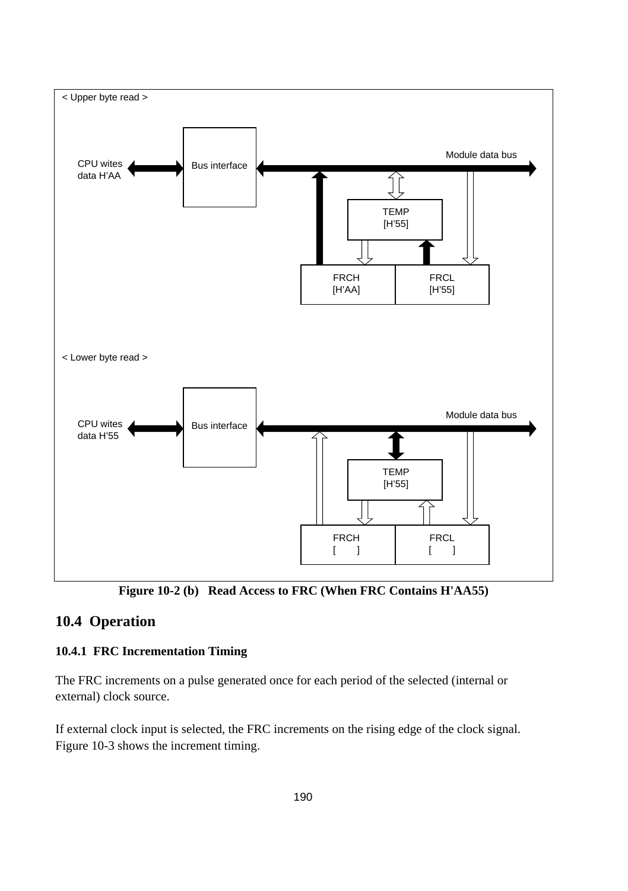< Upper byte read >

CPU wites data H'AA

Bus interface

Module data bus

TEMP [H'55]

FRCH [H'AA]

FRCL [H'55]

< Lower byte read >

CPU wites data H'55

Bus interface

Module data bus

TEMP [H'55]

FRCH [ ]

FRCL [ ]

**Figure 10-2 (b) Read Access to FRC (When FRC Contains H'AA55)**

## 10.4 Operation

### 10.4.1 FRC Incrementation Timing

The FRC increments on a pulse generated once for each period of the selected (internal or external) clock source.

If external clock input is selected, the FRC increments on the rising edge of the clock signal. Figure 10-3 shows the increment timing.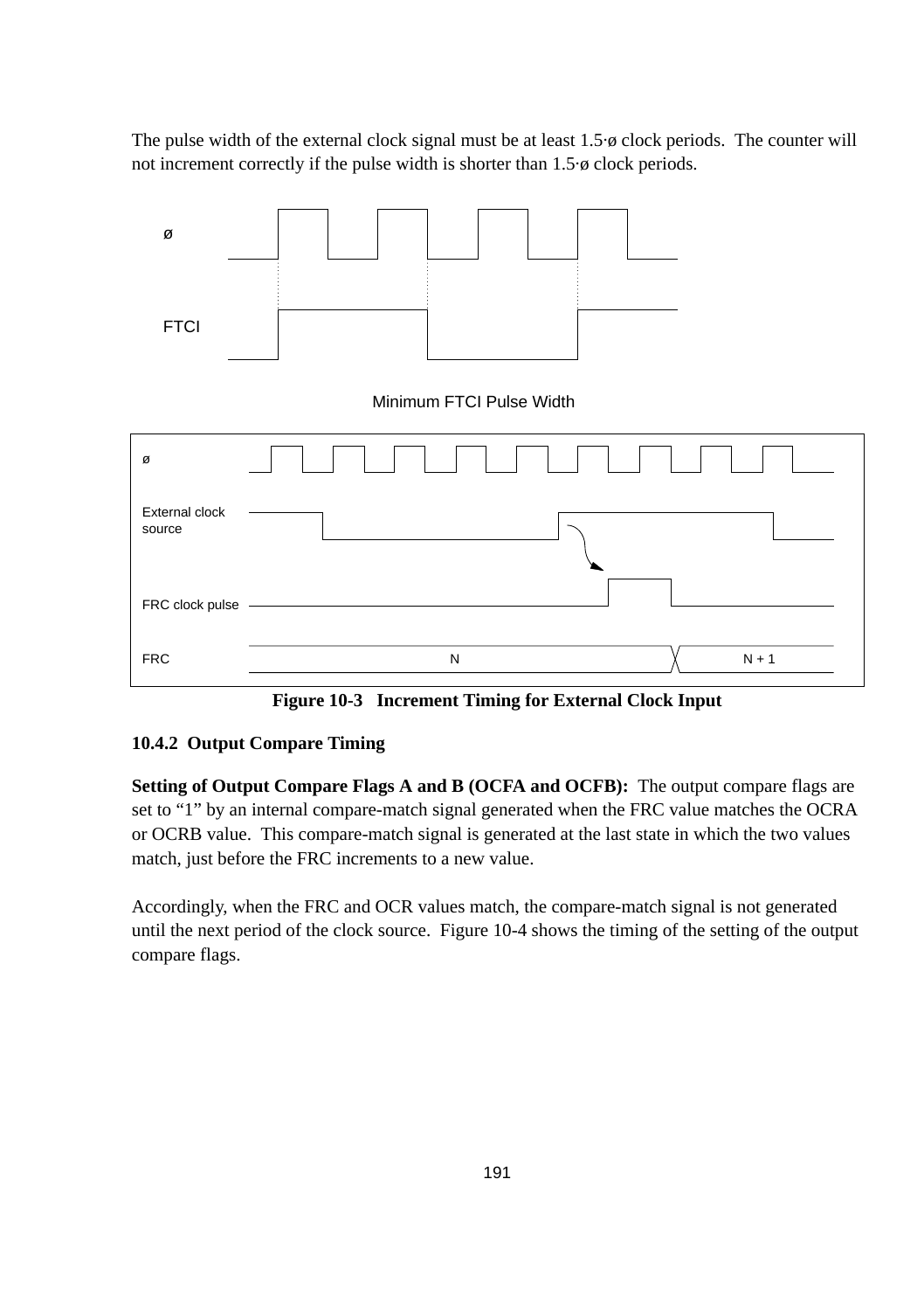The pulse width of the external clock signal must be at least 1.5·ø clock periods. The counter will not increment correctly if the pulse width is shorter than 1.5·ø clock periods.

Minimum FTCI Pulse Width

**Figure 10-3 Increment Timing for External Clock Input**

### 10.4.2 Output Compare Timing

**Setting of Output Compare Flags A and B (OCFA and OCFB):** The output compare flags are set to “1” by an internal compare-match signal generated when the FRC value matches the OCRA or OCRB value. This compare-match signal is generated at the last state in which the two values match, just before the FRC increments to a new value.

Accordingly, when the FRC and OCR values match, the compare-match signal is not generated until the next period of the clock source. Figure 10-4 shows the timing of the setting of the output compare flags.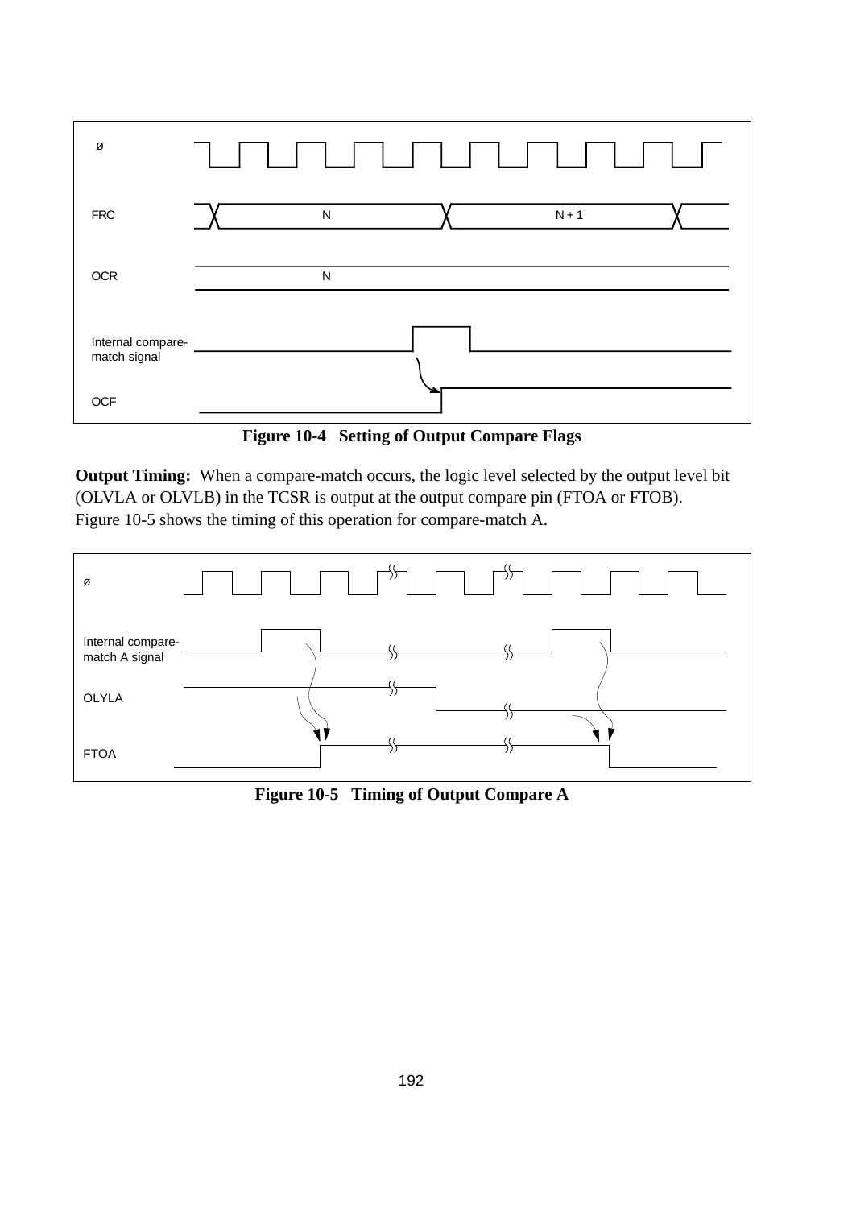**Figure 10-4 Setting of Output Compare Flags**

**Output Timing:** When a compare-match occurs, the logic level selected by the output level bit (OLVLA or OLVLB) in the TCSR is output at the output compare pin (FTOA or FTOB). Figure 10-5 shows the timing of this operation for compare-match A.

**Figure 10-5 Timing of Output Compare A**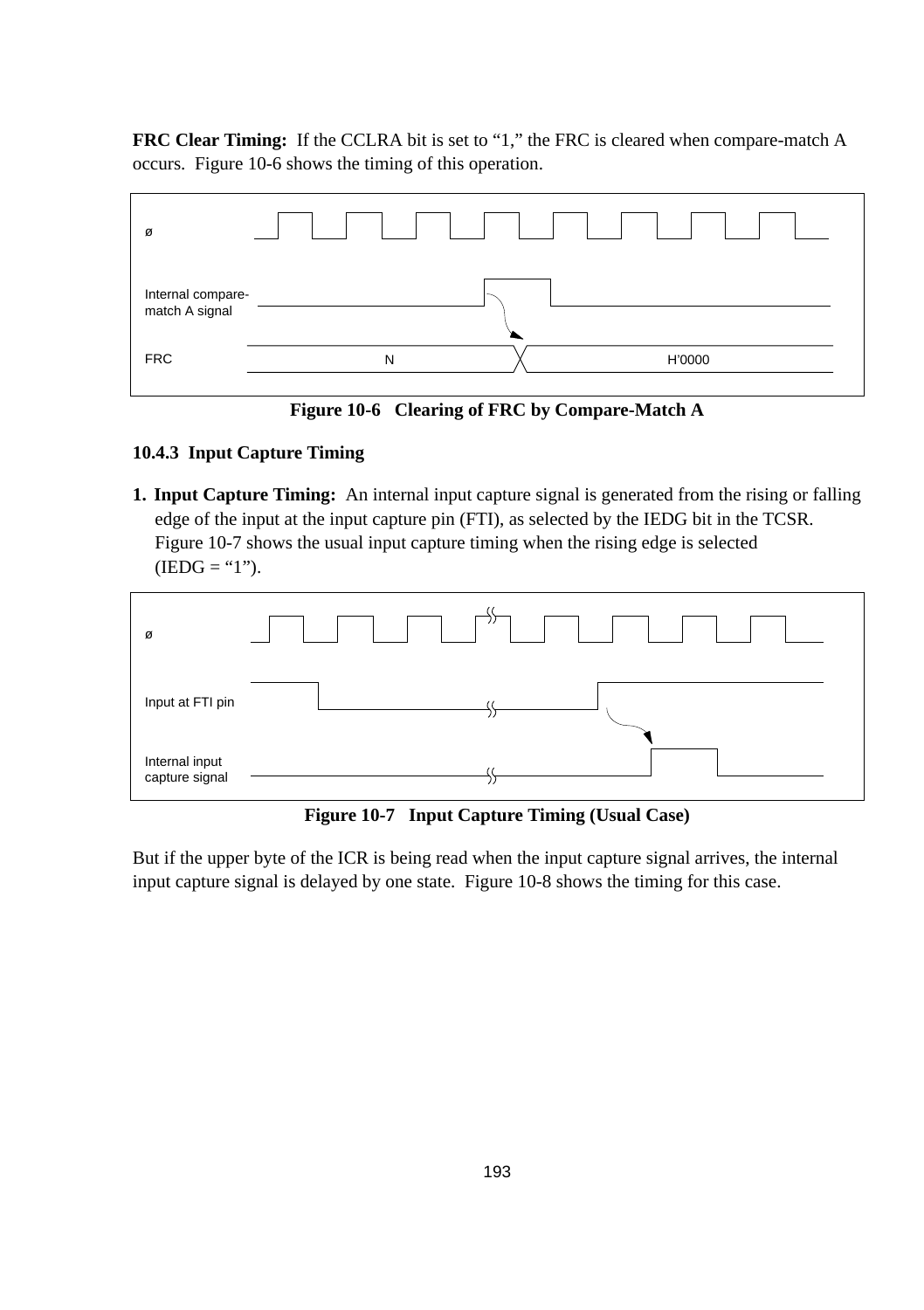**FRC Clear Timing:** If the CCLRA bit is set to “1,” the FRC is cleared when compare-match A occurs. Figure 10-6 shows the timing of this operation.

ø

Internal compare-match A signal

FRC N H'0000

**Figure 10-6 Clearing of FRC by Compare-Match A**

### 10.4.3 Input Capture Timing

1. **Input Capture Timing:** An internal input capture signal is generated from the rising or falling edge of the input at the input capture pin (FTI), as selected by the IEDG bit in the TCSR. Figure 10-7 shows the usual input capture timing when the rising edge is selected (IEDG = “1”).

ø

Input at FTI pin

Internal input capture signal

**Figure 10-7 Input Capture Timing (Usual Case)**

But if the upper byte of the ICR is being read when the input capture signal arrives, the internal input capture signal is delayed by one state. Figure 10-8 shows the timing for this case.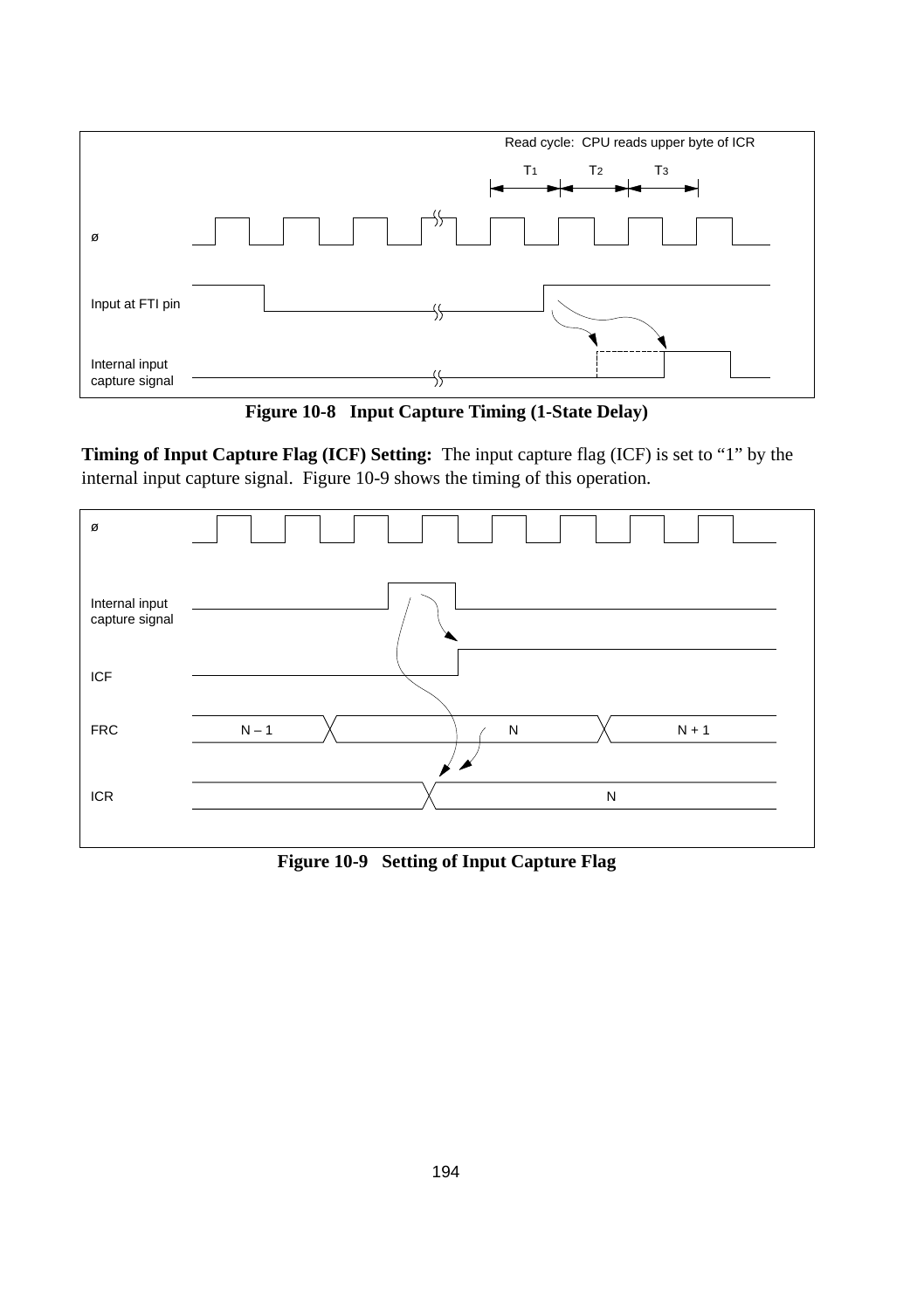**Figure 10-8 Input Capture Timing (1-State Delay)**

**Timing of Input Capture Flag (ICF) Setting:** The input capture flag (ICF) is set to “1” by the internal input capture signal. Figure 10-9 shows the timing of this operation.

**Figure 10-9 Setting of Input Capture Flag**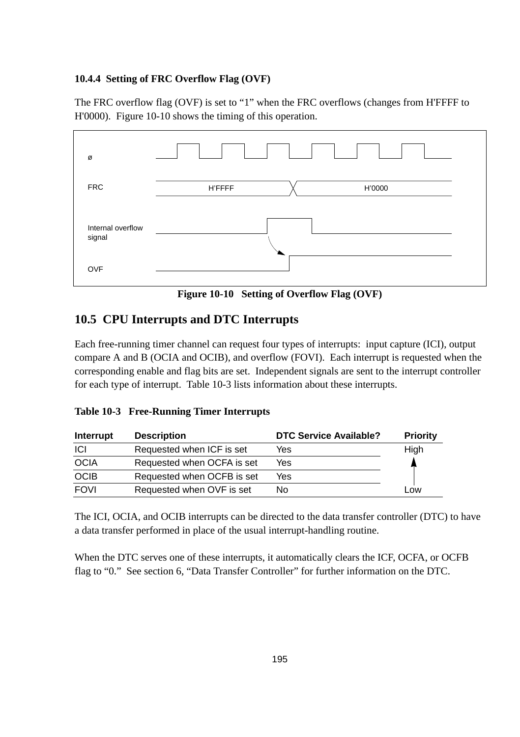### 10.4.4 Setting of FRC Overflow Flag (OVF)

The FRC overflow flag (OVF) is set to "1" when the FRC overflows (changes from H'FFFF to H'0000). Figure 10-10 shows the timing of this operation.

ø

FRC H'FFFF H'0000

Internal overflow signal

OVF

**Figure 10-10 Setting of Overflow Flag (OVF)**

## 10.5 CPU Interrupts and DTC Interrupts

Each free-running timer channel can request four types of interrupts: input capture (ICI), output compare A and B (OCIA and OCIB), and overflow (FOVI). Each interrupt is requested when the corresponding enable and flag bits are set. Independent signals are sent to the interrupt controller for each type of interrupt. Table 10-3 lists information about these interrupts.

**Table 10-3 Free-Running Timer Interrupts**

| Interrupt | Description | DTC Service Available? | Priority |
|---|---|---|---|
| ICI | Requested when ICF is set | Yes | High |
| OCIA | Requested when OCFA is set | Yes | ↑ |
| OCIB | Requested when OCFB is set | Yes | |
| FOVI | Requested when OVF is set | No | Low |

The ICI, OCIA, and OCIB interrupts can be directed to the data transfer controller (DTC) to have a data transfer performed in place of the usual interrupt-handling routine.

When the DTC serves one of these interrupts, it automatically clears the ICF, OCFA, or OCFB flag to "0." See section 6, "Data Transfer Controller" for further information on the DTC.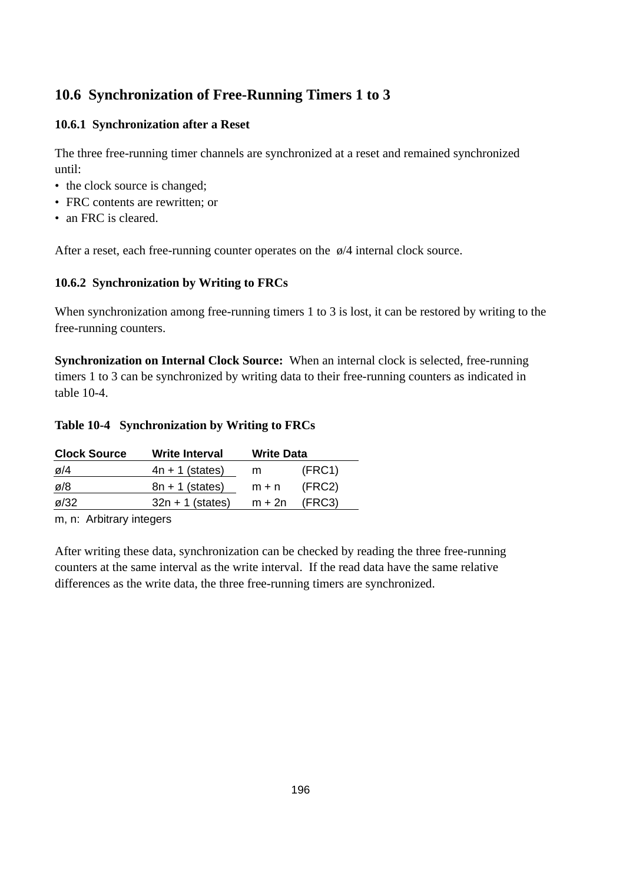## 10.6 Synchronization of Free-Running Timers 1 to 3

### 10.6.1 Synchronization after a Reset

The three free-running timer channels are synchronized at a reset and remained synchronized until:

- the clock source is changed;
- FRC contents are rewritten; or
- an FRC is cleared.

After a reset, each free-running counter operates on the ø/4 internal clock source.

### 10.6.2 Synchronization by Writing to FRCs

When synchronization among free-running timers 1 to 3 is lost, it can be restored by writing to the free-running counters.

**Synchronization on Internal Clock Source:** When an internal clock is selected, free-running timers 1 to 3 can be synchronized by writing data to their free-running counters as indicated in table 10-4.

**Table 10-4 Synchronization by Writing to FRCs**

| Clock Source | Write Interval | Write Data | |
|---|---|---|---|
| ø/4 | 4n + 1 (states) | m | (FRC1) |
| ø/8 | 8n + 1 (states) | m + n | (FRC2) |
| ø/32 | 32n + 1 (states) | m + 2n | (FRC3) |

m, n: Arbitrary integers

After writing these data, synchronization can be checked by reading the three free-running counters at the same interval as the write interval. If the read data have the same relative differences as the write data, the three free-running timers are synchronized.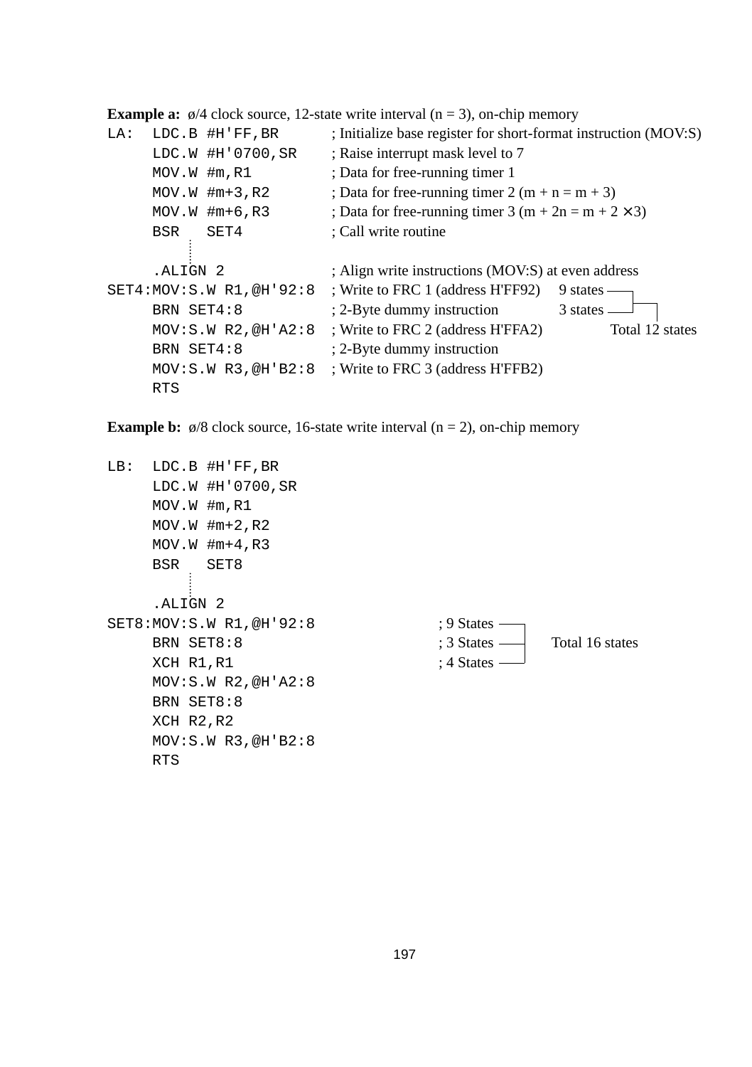**Example a:** ø/4 clock source, 12-state write interval (n = 3), on-chip memory

```
LA:   LDC.B #H'FF,BR          ; Initialize base register for short-format instruction (MOV:S)
      LDC.W #H'0700,SR        ; Raise interrupt mask level to 7
      MOV.W #m,R1             ; Data for free-running timer 1
      MOV.W #m+3,R2           ; Data for free-running timer 2 (m + n = m + 3)
      MOV.W #m+6,R3           ; Data for free-running timer 3 (m + 2n = m + 2 × 3)
      BSR   SET4              ; Call write routine
        :
      .ALIGN 2                ; Align write instructions (MOV:S) at even address
SET4:MOV:S.W R1,@H'92:8       ; Write to FRC 1 (address H'FF92)    9 states ─┐
      BRN SET4:8              ; 2-Byte dummy instruction           3 states ─┘ Total 12 states
      MOV:S.W R2,@H'A2:8      ; Write to FRC 2 (address H'FFA2)
      BRN SET4:8              ; 2-Byte dummy instruction
      MOV:S.W R3,@H'B2:8      ; Write to FRC 3 (address H'FFB2)
      RTS
```

**Example b:** ø/8 clock source, 16-state write interval (n = 2), on-chip memory

```
LB:   LDC.B #H'FF,BR
      LDC.W #H'0700,SR
      MOV.W #m,R1
      MOV.W #m+2,R2
      MOV.W #m+4,R3
      BSR   SET8
        :
      .ALIGN 2
SET8:MOV:S.W R1,@H'92:8       ; 9 States ─┐
      BRN SET8:8              ; 3 States ─┤  Total 16 states
      XCH R1,R1               ; 4 States ─┘
      MOV:S.W R2,@H'A2:8
      BRN SET8:8
      XCH R2,R2
      MOV:S.W R3,@H'B2:8
      RTS
```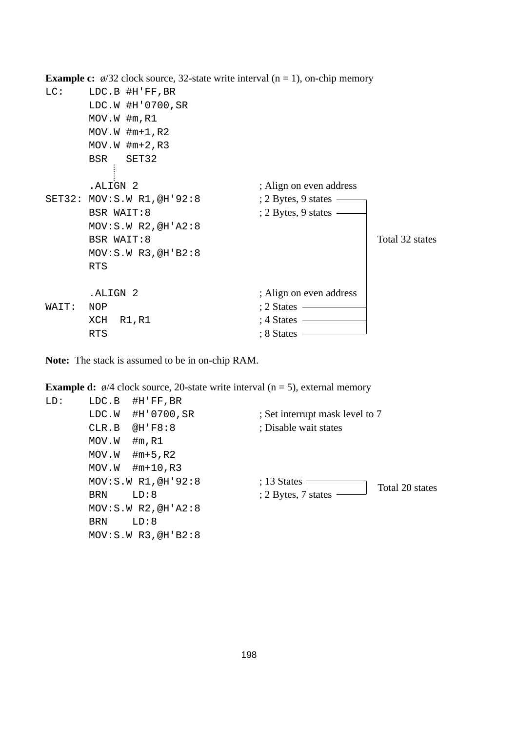**Example c:** ø/32 clock source, 32-state write interval (n = 1), on-chip memory

```
LC:     LDC.B #H'FF,BR
        LDC.W #H'0700,SR
        MOV.W #m,R1
        MOV.W #m+1,R2
        MOV.W #m+2,R3
        BSR   SET32
           :
        .ALIGN 2                       ; Align on even address
SET32:  MOV:S.W R1,@H'92:8             ; 2 Bytes, 9 states  ─┐
        BSR WAIT:8                     ; 2 Bytes, 9 states  ─┤
        MOV:S.W R2,@H'A2:8                                   │
        BSR WAIT:8                                           │  Total 32 states
        MOV:S.W R3,@H'B2:8                                   │
        RTS                                                  │
                                                             │
        .ALIGN 2                       ; Align on even address
WAIT:   NOP                            ; 2 States  ─────────┤
        XCH  R1,R1                     ; 4 States  ─────────┤
        RTS                            ; 8 States  ─────────┘
```

**Note:** The stack is assumed to be in on-chip RAM.

**Example d:** ø/4 clock source, 20-state write interval (n = 5), external memory

```
LD:     LDC.B  #H'FF,BR
        LDC.W  #H'0700,SR              ; Set interrupt mask level to 7
        CLR.B  @H'F8:8                 ; Disable wait states
        MOV.W  #m,R1
        MOV.W  #m+5,R2
        MOV.W  #m+10,R3
        MOV:S.W R1,@H'92:8             ; 13 States  ─────────┐
        BRN    LD:8                    ; 2 Bytes, 7 states ──┘  Total 20 states
        MOV:S.W R2,@H'A2:8
        BRN    LD:8
        MOV:S.W R3,@H'B2:8
```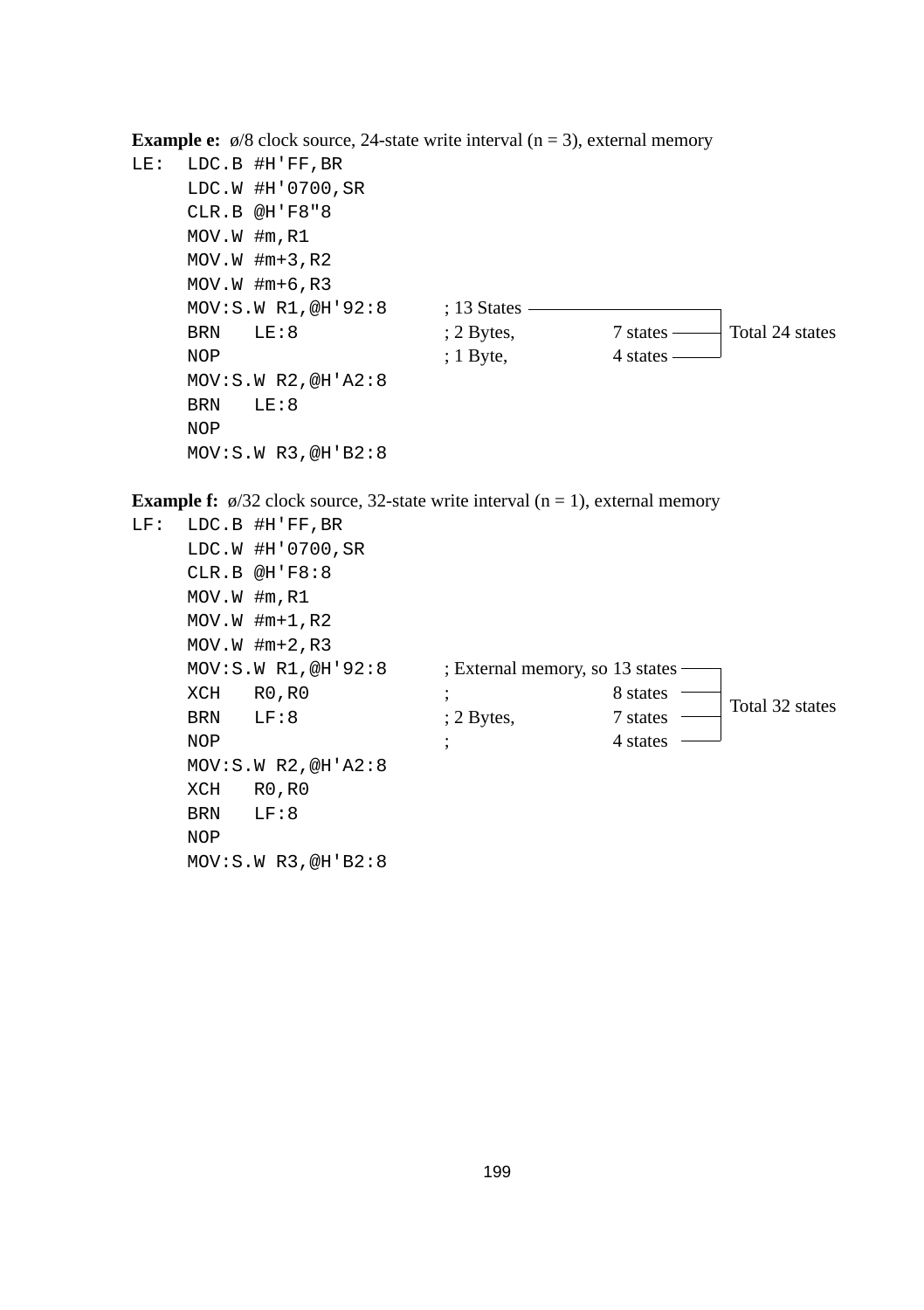**Example e:** ø/8 clock source, 24-state write interval (n = 3), external memory

```
LE:  LDC.B #H'FF,BR
     LDC.W #H'0700,SR
     CLR.B @H'F8"8
     MOV.W #m,R1
     MOV.W #m+3,R2
     MOV.W #m+6,R3
     MOV:S.W R1,@H'92:8      ; 13 States ─────────────┐
     BRN   LE:8              ; 2 Bytes,       7 states ├── Total 24 states
     NOP                     ; 1 Byte,        4 states ┘
     MOV:S.W R2,@H'A2:8
     BRN   LE:8
     NOP
     MOV:S.W R3,@H'B2:8
```

**Example f:** ø/32 clock source, 32-state write interval (n = 1), external memory

```
LF:  LDC.B #H'FF,BR
     LDC.W #H'0700,SR
     CLR.B @H'F8:8
     MOV.W #m,R1
     MOV.W #m+1,R2
     MOV.W #m+2,R3
     MOV:S.W R1,@H'92:8      ; External memory, so 13 states ┐
     XCH   R0,R0             ;                     8 states  │
     BRN   LF:8              ; 2 Bytes,            7 states  ├── Total 32 states
     NOP                     ;                     4 states  ┘
     MOV:S.W R2,@H'A2:8
     XCH   R0,R0
     BRN   LF:8
     NOP
     MOV:S.W R3,@H'B2:8
```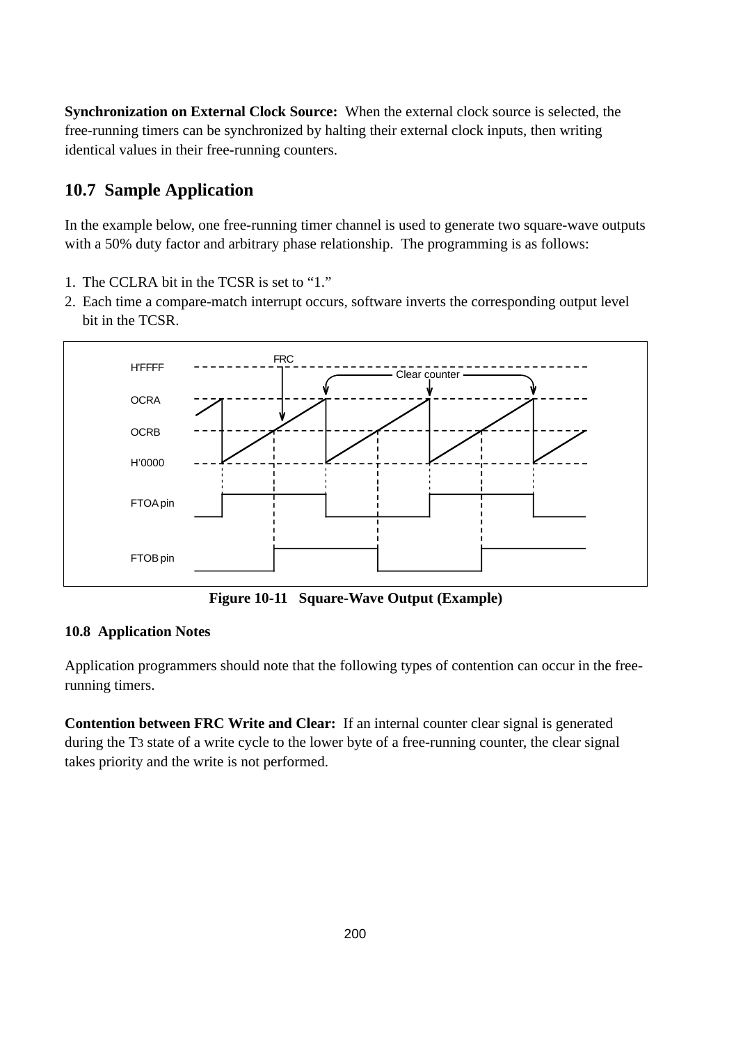**Synchronization on External Clock Source:** When the external clock source is selected, the free-running timers can be synchronized by halting their external clock inputs, then writing identical values in their free-running counters.

## 10.7 Sample Application

In the example below, one free-running timer channel is used to generate two square-wave outputs with a 50% duty factor and arbitrary phase relationship. The programming is as follows:

1. The CCLRA bit in the TCSR is set to "1."
2. Each time a compare-match interrupt occurs, software inverts the corresponding output level bit in the TCSR.

**Figure 10-11 Square-Wave Output (Example)**

### 10.8 Application Notes

Application programmers should note that the following types of contention can occur in the free-running timers.

**Contention between FRC Write and Clear:** If an internal counter clear signal is generated during the $T_3$ state of a write cycle to the lower byte of a free-running counter, the clear signal takes priority and the write is not performed.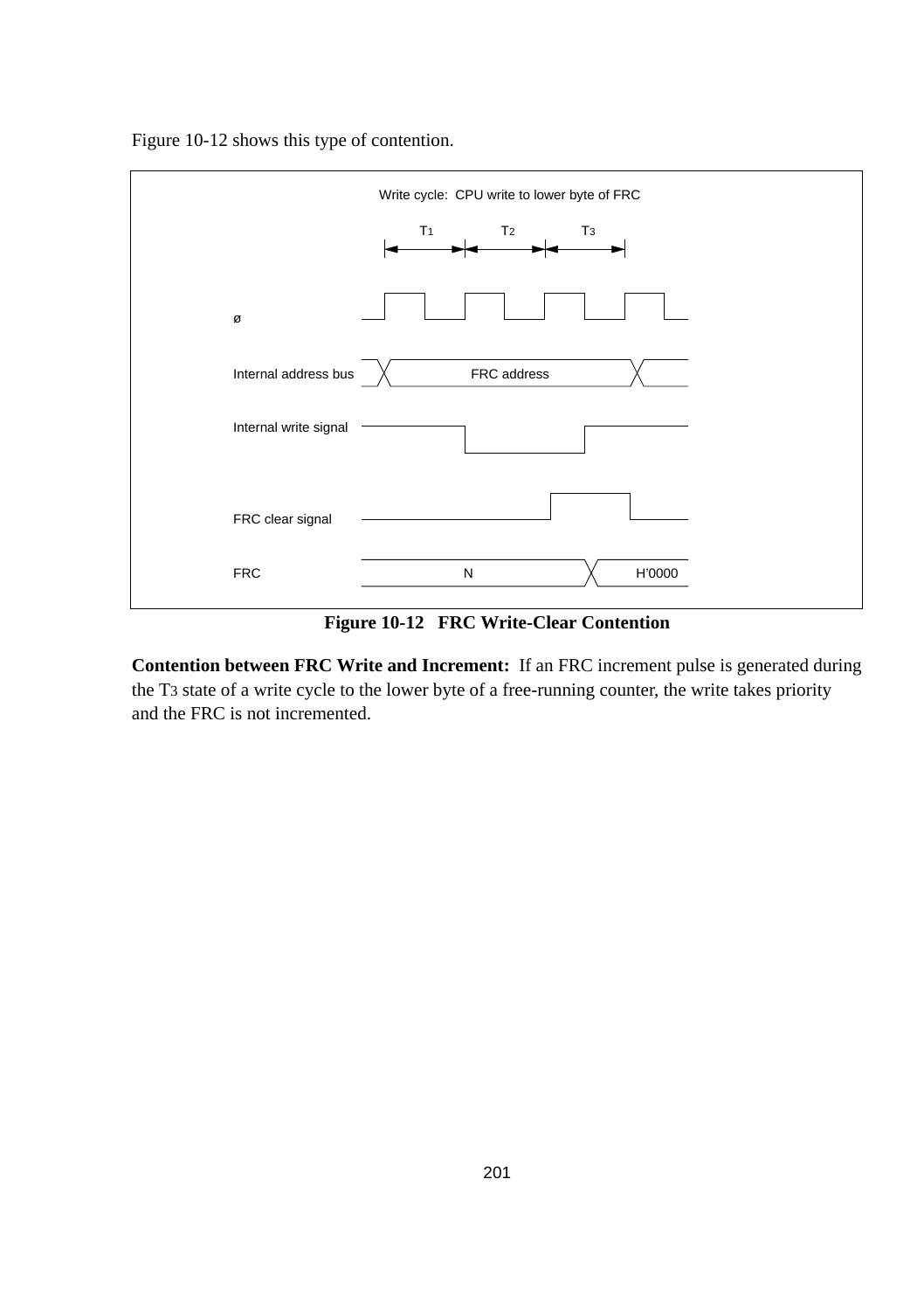Figure 10-12 shows this type of contention.

Write cycle: CPU write to lower byte of FRC

$T_1$ $T_2$ $T_3$

ø

Internal address bus FRC address

Internal write signal

FRC clear signal

FRC N H'0000

**Figure 10-12 FRC Write-Clear Contention**

**Contention between FRC Write and Increment:** If an FRC increment pulse is generated during the $T_3$ state of a write cycle to the lower byte of a free-running counter, the write takes priority and the FRC is not incremented.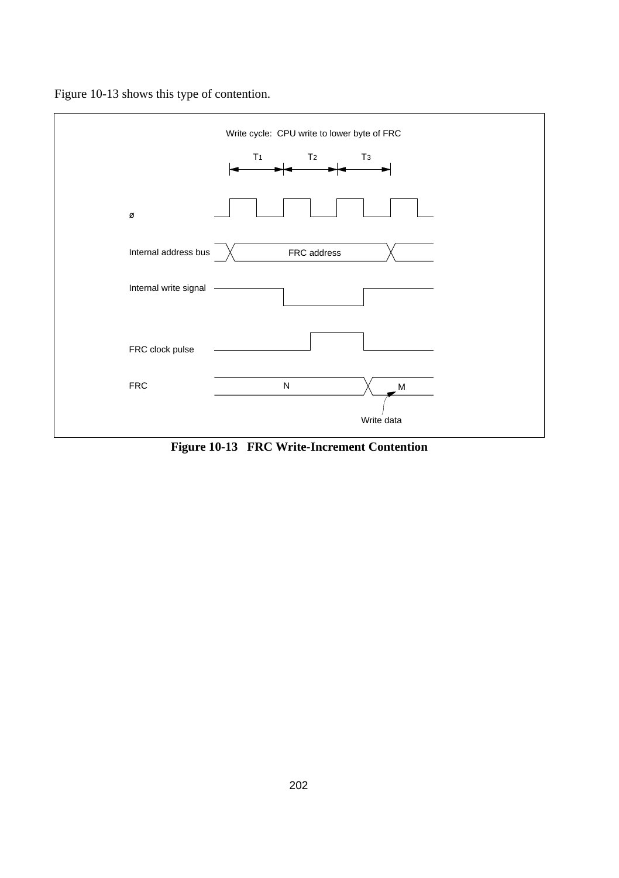Figure 10-13 shows this type of contention.

Write cycle: CPU write to lower byte of FRC

T1 T2 T3

ø

Internal address bus — FRC address

Internal write signal

FRC clock pulse

FRC — N — M

Write data

**Figure 10-13 FRC Write-Increment Contention**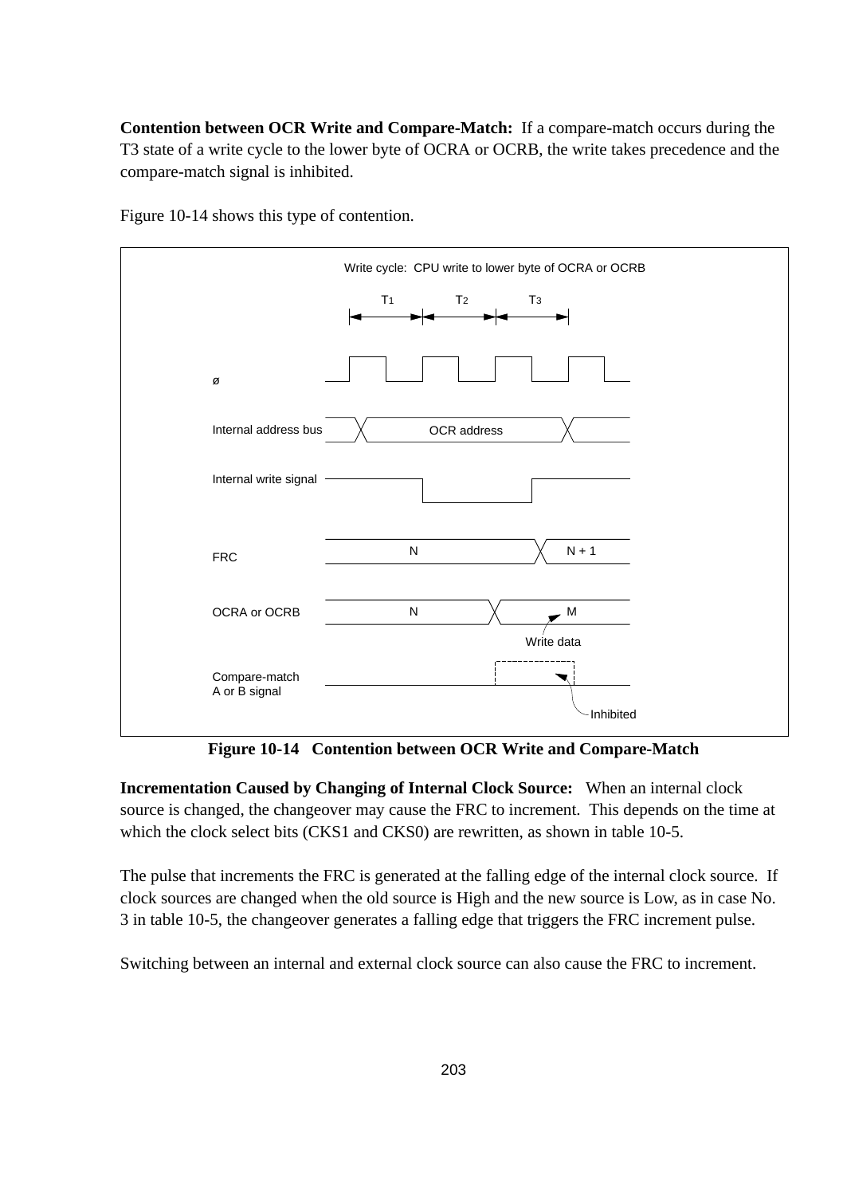**Contention between OCR Write and Compare-Match:** If a compare-match occurs during the T3 state of a write cycle to the lower byte of OCRA or OCRB, the write takes precedence and the compare-match signal is inhibited.

Figure 10-14 shows this type of contention.

Write cycle: CPU write to lower byte of OCRA or OCRB

T1 T2 T3

ø

Internal address bus — OCR address

Internal write signal

FRC — N, N + 1

OCRA or OCRB — N, M (Write data)

Compare-match A or B signal — Inhibited

**Figure 10-14 Contention between OCR Write and Compare-Match**

**Incrementation Caused by Changing of Internal Clock Source:** When an internal clock source is changed, the changeover may cause the FRC to increment. This depends on the time at which the clock select bits (CKS1 and CKS0) are rewritten, as shown in table 10-5.

The pulse that increments the FRC is generated at the falling edge of the internal clock source. If clock sources are changed when the old source is High and the new source is Low, as in case No. 3 in table 10-5, the changeover generates a falling edge that triggers the FRC increment pulse.

Switching between an internal and external clock source can also cause the FRC to increment.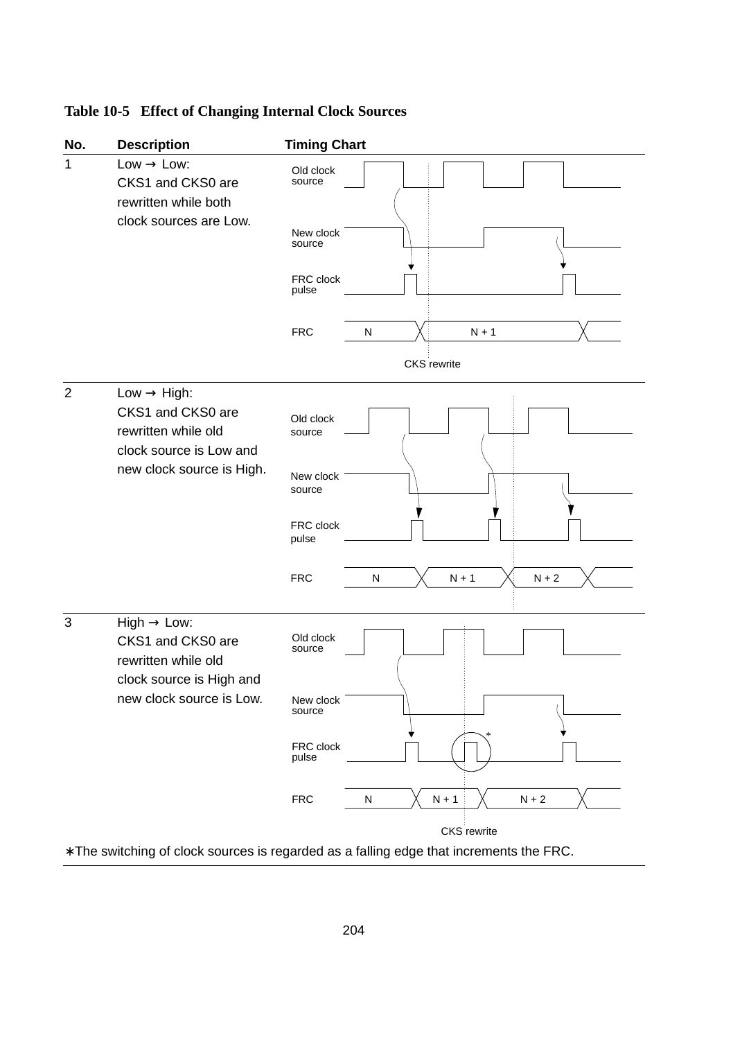**Table 10-5 Effect of Changing Internal Clock Sources**

| No. | Description | Timing Chart |
|---|---|---|
| 1 | Low → Low: CKS1 and CKS0 are rewritten while both clock sources are Low. | Old clock source / New clock source / FRC clock pulse / FRC: N, N + 1 / CKS rewrite |
| 2 | Low → High: CKS1 and CKS0 are rewritten while old clock source is Low and new clock source is High. | Old clock source / New clock source / FRC clock pulse / FRC: N, N + 1, N + 2 |
| 3 | High → Low: CKS1 and CKS0 are rewritten while old clock source is High and new clock source is Low. | Old clock source / New clock source / FRC clock pulse (*) / FRC: N, N + 1, N + 2 / CKS rewrite |

∗The switching of clock sources is regarded as a falling edge that increments the FRC.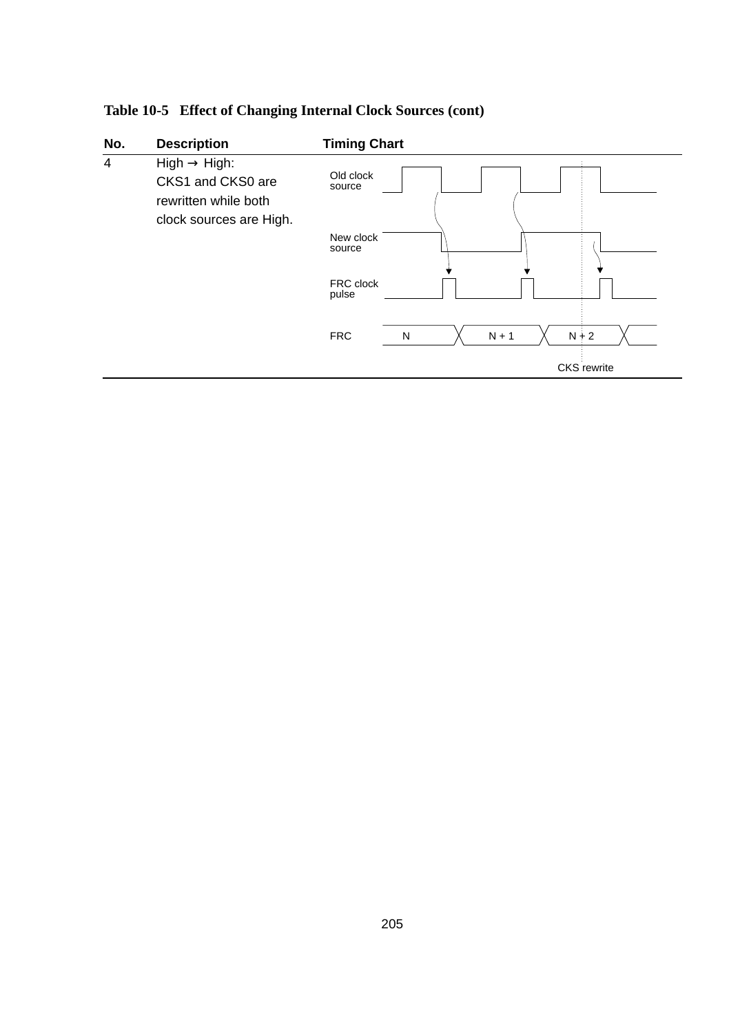**Table 10-5 Effect of Changing Internal Clock Sources (cont)**

| No. | Description | Timing Chart |
|---|---|---|
| 4 | High → High: CKS1 and CKS0 are rewritten while both clock sources are High. | Old clock source<br>New clock source<br>FRC clock pulse<br>FRC<br>N<br>N + 1<br>N + 2<br>CKS rewrite |